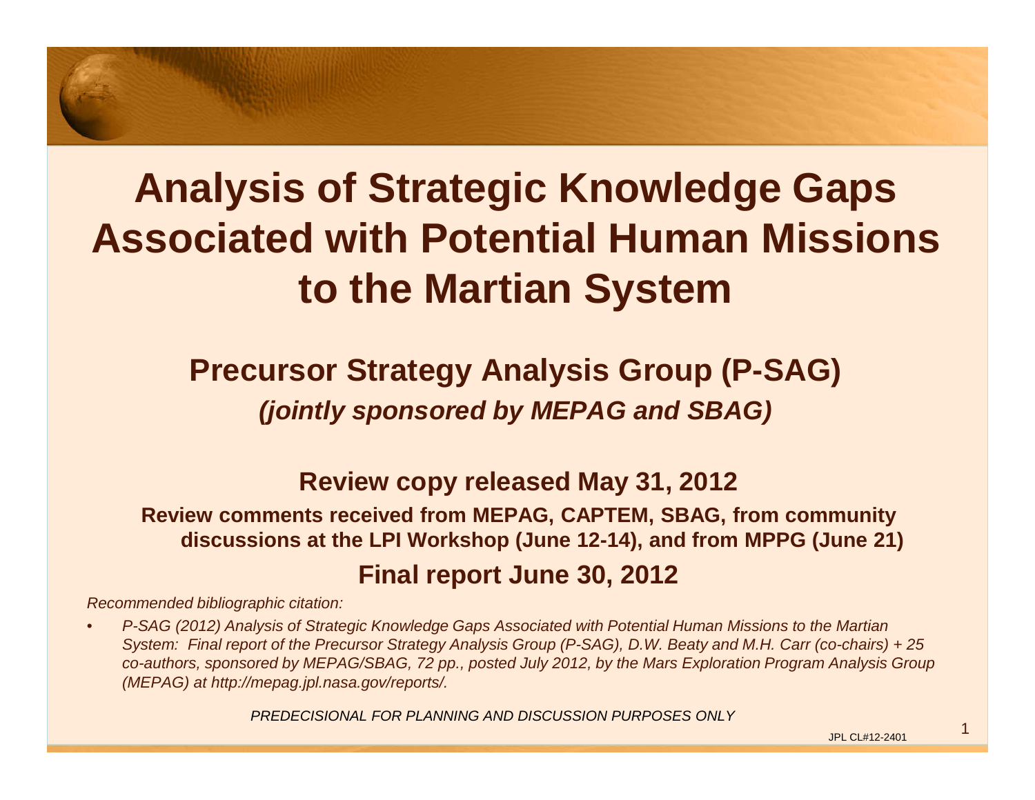# Analysis of Strategic Knowledge Gaps Associated with Potential Human Missions to the Martian System

## Precursor Strategy Analysis Group (P-SAG)

***(jointly sponsored by MEPAG and SBAG)***

**Review copy released May 31, 2012**

**Review comments received from MEPAG, CAPTEM, SBAG, from community discussions at the LPI Workshop (June 12-14), and from MPPG (June 21)**

**Final report June 30, 2012**

*Recommended bibliographic citation:*

- *P-SAG (2012) Analysis of Strategic Knowledge Gaps Associated with Potential Human Missions to the Martian System: Final report of the Precursor Strategy Analysis Group (P-SAG), D.W. Beaty and M.H. Carr (co-chairs) + 25 co-authors, sponsored by MEPAG/SBAG, 72 pp., posted July 2012, by the Mars Exploration Program Analysis Group (MEPAG) at http://mepag.jpl.nasa.gov/reports/.*

*PREDECISIONAL FOR PLANNING AND DISCUSSION PURPOSES ONLY*

JPL CL#12-2401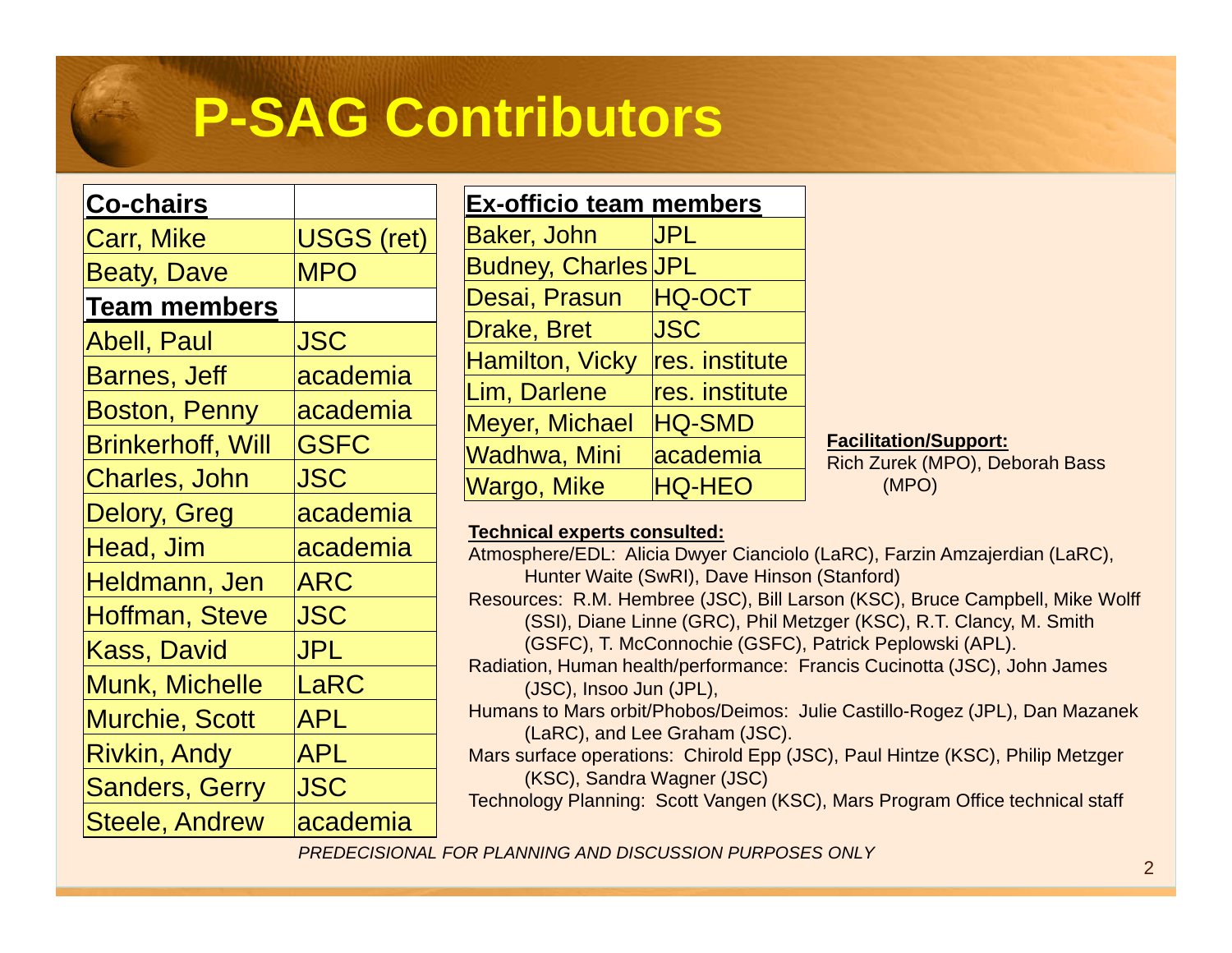# P-SAG Contributors

| **Co-chairs** | |
|---|---|
| Carr, Mike | USGS (ret) |
| Beaty, Dave | MPO |
| **Team members** | |
| Abell, Paul | JSC |
| Barnes, Jeff | academia |
| Boston, Penny | academia |
| Brinkerhoff, Will | GSFC |
| Charles, John | JSC |
| Delory, Greg | academia |
| Head, Jim | academia |
| Heldmann, Jen | ARC |
| Hoffman, Steve | JSC |
| Kass, David | JPL |
| Munk, Michelle | LaRC |
| Murchie, Scott | APL |
| Rivkin, Andy | APL |
| Sanders, Gerry | JSC |
| Steele, Andrew | academia |

| **Ex-officio team members** | |
|---|---|
| Baker, John | JPL |
| Budney, Charles | JPL |
| Desai, Prasun | HQ-OCT |
| Drake, Bret | JSC |
| Hamilton, Vicky | res. institute |
| Lim, Darlene | res. institute |
| Meyer, Michael | HQ-SMD |
| Wadhwa, Mini | academia |
| Wargo, Mike | HQ-HEO |

**Facilitation/Support:**
Rich Zurek (MPO), Deborah Bass (MPO)

**Technical experts consulted:**

Atmosphere/EDL: Alicia Dwyer Cianciolo (LaRC), Farzin Amzajerdian (LaRC), Hunter Waite (SwRI), Dave Hinson (Stanford)

Resources: R.M. Hembree (JSC), Bill Larson (KSC), Bruce Campbell, Mike Wolff (SSI), Diane Linne (GRC), Phil Metzger (KSC), R.T. Clancy, M. Smith (GSFC), T. McConnochie (GSFC), Patrick Peplowski (APL).

Radiation, Human health/performance: Francis Cucinotta (JSC), John James (JSC), Insoo Jun (JPL),

Humans to Mars orbit/Phobos/Deimos: Julie Castillo-Rogez (JPL), Dan Mazanek (LaRC), and Lee Graham (JSC).

Mars surface operations: Chirold Epp (JSC), Paul Hintze (KSC), Philip Metzger (KSC), Sandra Wagner (JSC)

Technology Planning: Scott Vangen (KSC), Mars Program Office technical staff

*PREDECISIONAL FOR PLANNING AND DISCUSSION PURPOSES ONLY*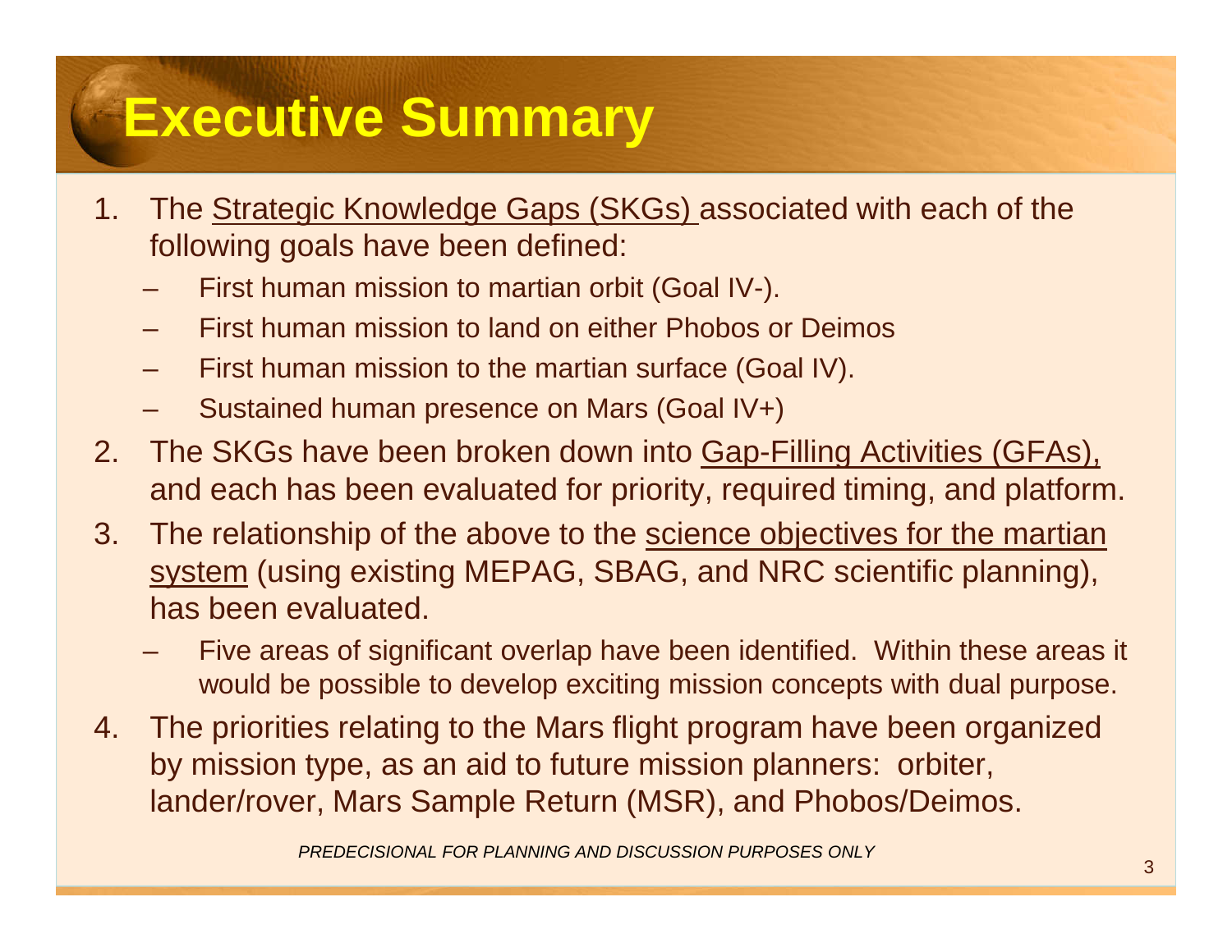# Executive Summary

1. The Strategic Knowledge Gaps (SKGs) associated with each of the following goals have been defined:
   - First human mission to martian orbit (Goal IV-).
   - First human mission to land on either Phobos or Deimos
   - First human mission to the martian surface (Goal IV).
   - Sustained human presence on Mars (Goal IV+)
2. The SKGs have been broken down into Gap-Filling Activities (GFAs), and each has been evaluated for priority, required timing, and platform.
3. The relationship of the above to the science objectives for the martian system (using existing MEPAG, SBAG, and NRC scientific planning), has been evaluated.
   - Five areas of significant overlap have been identified. Within these areas it would be possible to develop exciting mission concepts with dual purpose.
4. The priorities relating to the Mars flight program have been organized by mission type, as an aid to future mission planners: orbiter, lander/rover, Mars Sample Return (MSR), and Phobos/Deimos.

*PREDECISIONAL FOR PLANNING AND DISCUSSION PURPOSES ONLY*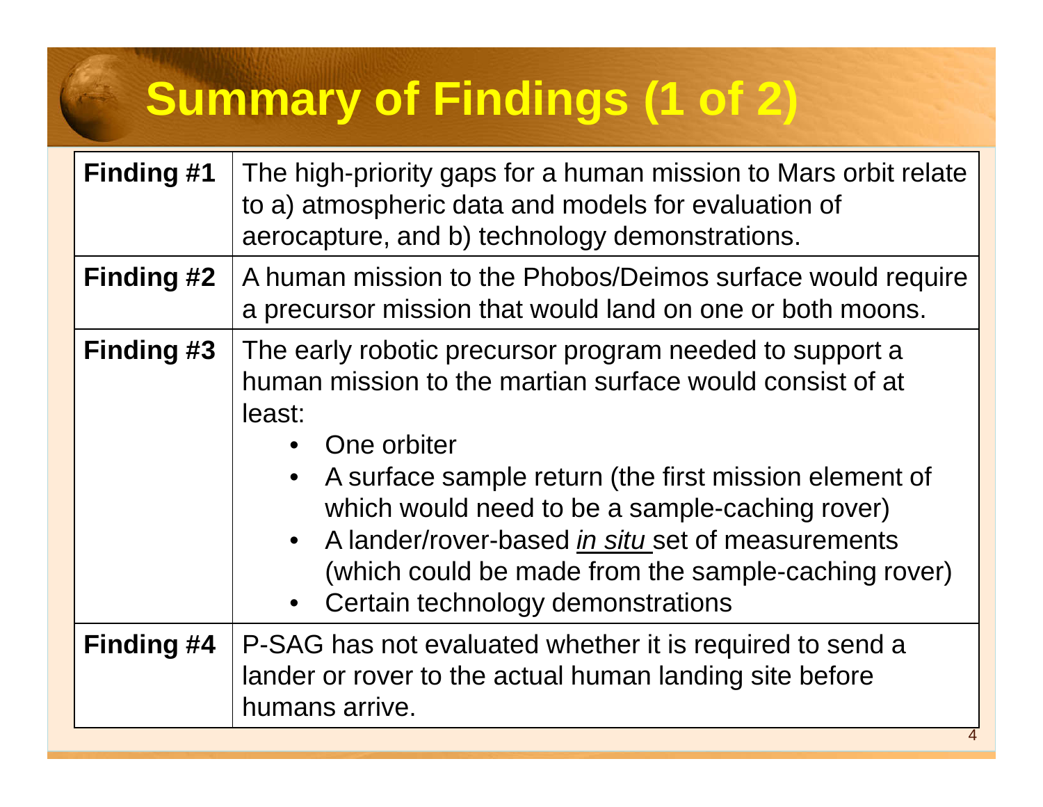# Summary of Findings (1 of 2)

| | |
|---|---|
| **Finding #1** | The high-priority gaps for a human mission to Mars orbit relate to a) atmospheric data and models for evaluation of aerocapture, and b) technology demonstrations. |
| **Finding #2** | A human mission to the Phobos/Deimos surface would require a precursor mission that would land on one or both moons. |
| **Finding #3** | The early robotic precursor program needed to support a human mission to the martian surface would consist of at least: • One orbiter • A surface sample return (the first mission element of which would need to be a sample-caching rover) • A lander/rover-based *in situ* set of measurements (which could be made from the sample-caching rover) • Certain technology demonstrations |
| **Finding #4** | P-SAG has not evaluated whether it is required to send a lander or rover to the actual human landing site before humans arrive. |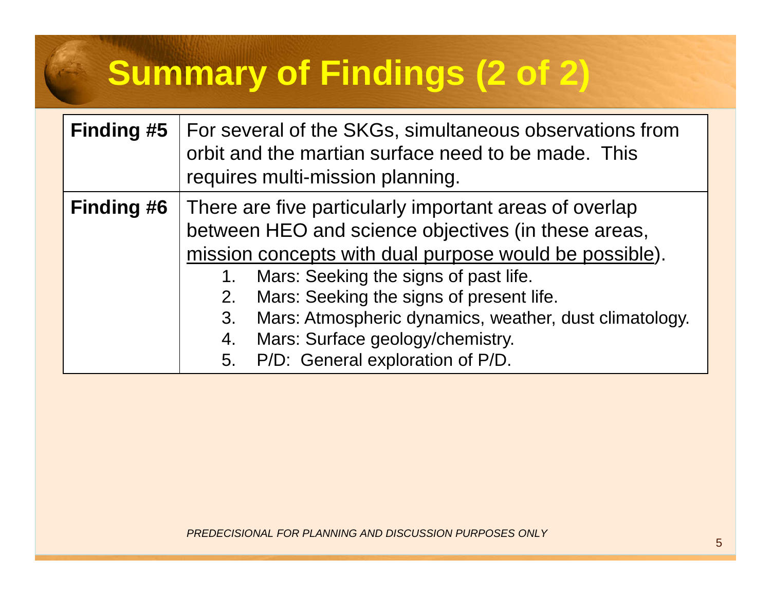# Summary of Findings (2 of 2)

| | |
|---|---|
| **Finding #5** | For several of the SKGs, simultaneous observations from orbit and the martian surface need to be made. This requires multi-mission planning. |
| **Finding #6** | There are five particularly important areas of overlap between HEO and science objectives (in these areas, <u>mission concepts with dual purpose would be possible</u>).<br>1. Mars: Seeking the signs of past life.<br>2. Mars: Seeking the signs of present life.<br>3. Mars: Atmospheric dynamics, weather, dust climatology.<br>4. Mars: Surface geology/chemistry.<br>5. P/D: General exploration of P/D. |

*PREDECISIONAL FOR PLANNING AND DISCUSSION PURPOSES ONLY*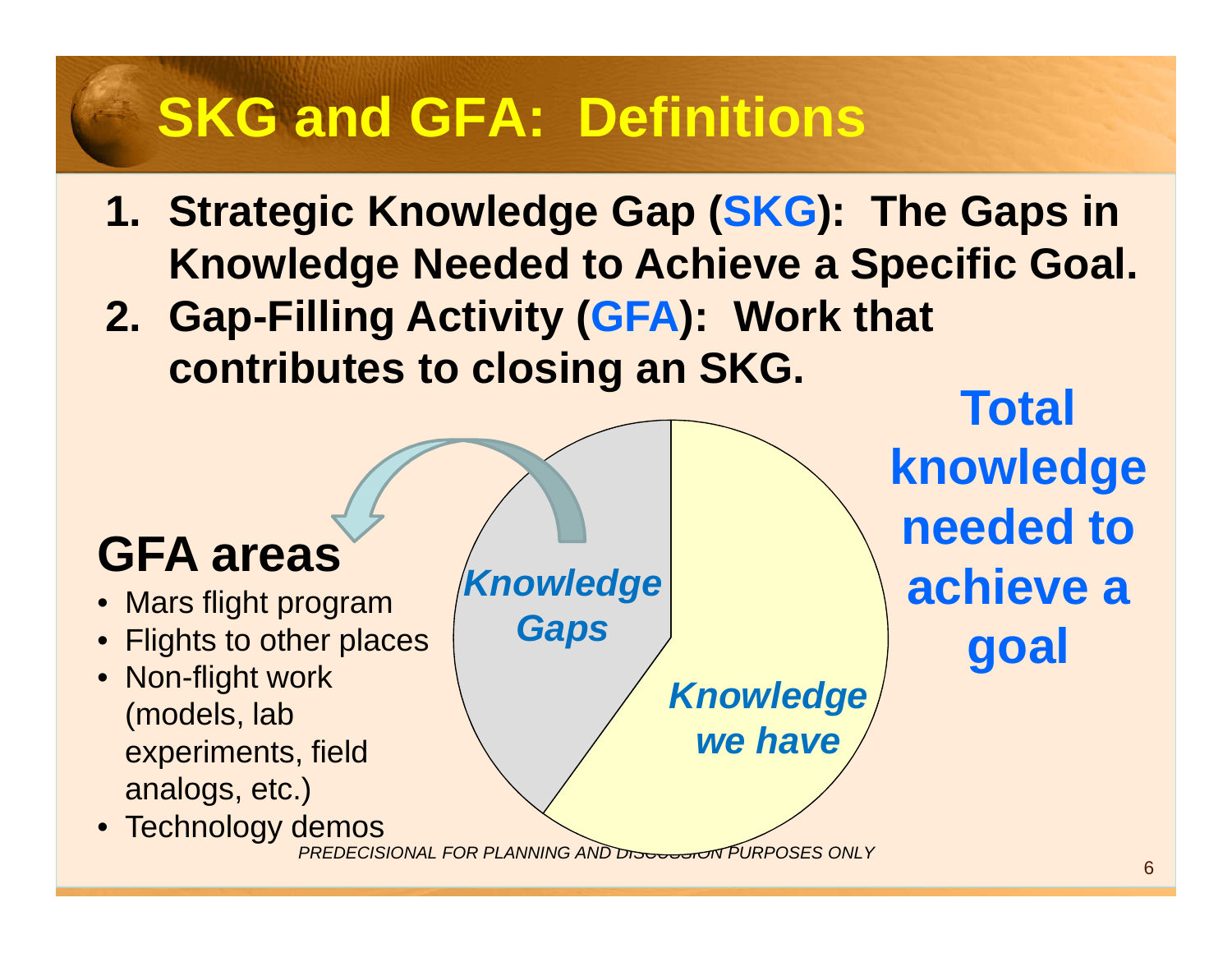# SKG and GFA: Definitions

1. **Strategic Knowledge Gap (SKG): The Gaps in Knowledge Needed to Achieve a Specific Goal.**
2. **Gap-Filling Activity (GFA): Work that contributes to closing an SKG.**

**Total knowledge needed to achieve a goal**

***Knowledge Gaps***

***Knowledge we have***

## GFA areas

- Mars flight program
- Flights to other places
- Non-flight work (models, lab experiments, field analogs, etc.)
- Technology demos

*PREDECISIONAL FOR PLANNING AND DISCUSSION PURPOSES ONLY*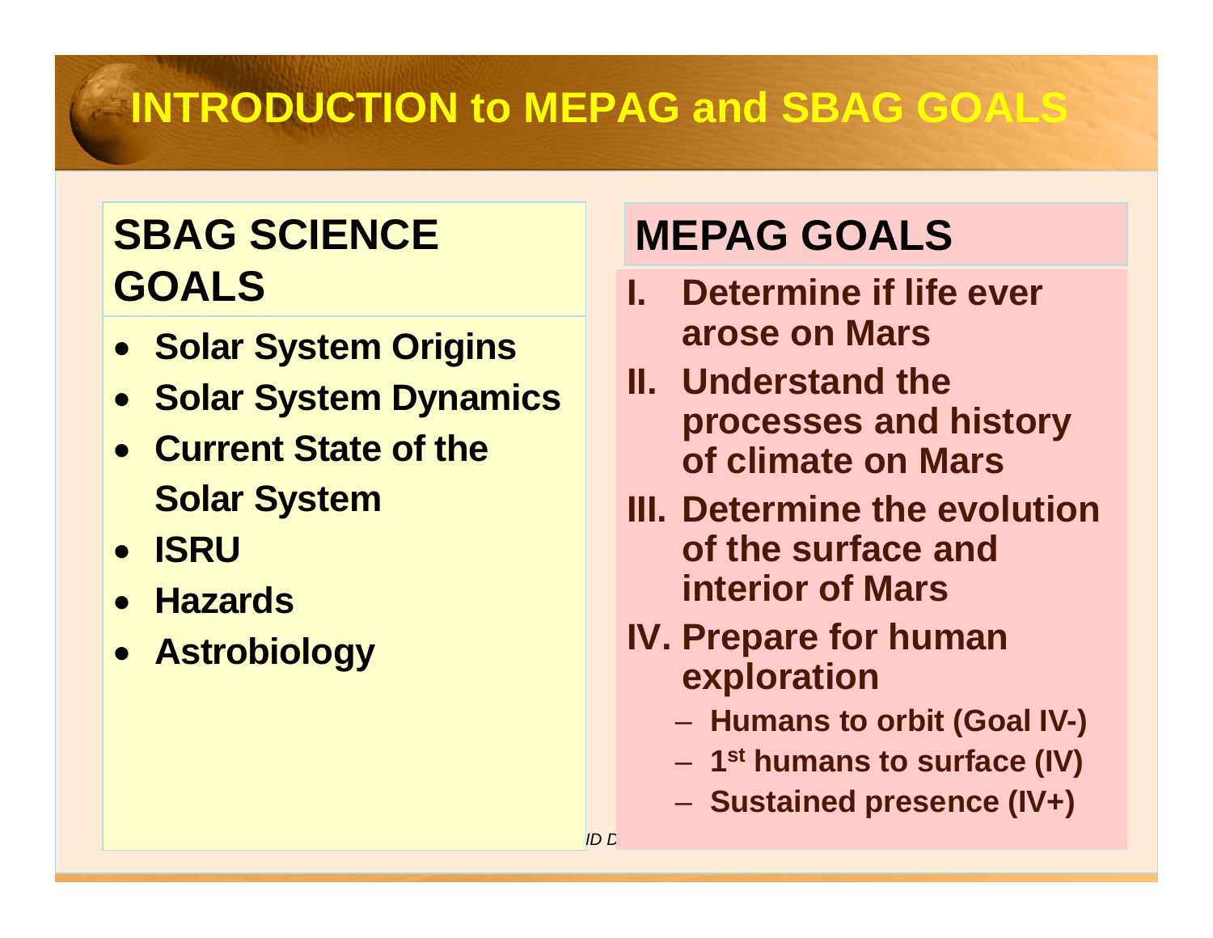# INTRODUCTION to MEPAG and SBAG GOALS

## SBAG SCIENCE GOALS

- **Solar System Origins**
- **Solar System Dynamics**
- **Current State of the Solar System**
- **ISRU**
- **Hazards**
- **Astrobiology**

## MEPAG GOALS

I. **Determine if life ever arose on Mars**

II. **Understand the processes and history of climate on Mars**

III. **Determine the evolution of the surface and interior of Mars**

IV. **Prepare for human exploration**
   - **Humans to orbit (Goal IV-)**
   - **1st humans to surface (IV)**
   - **Sustained presence (IV+)**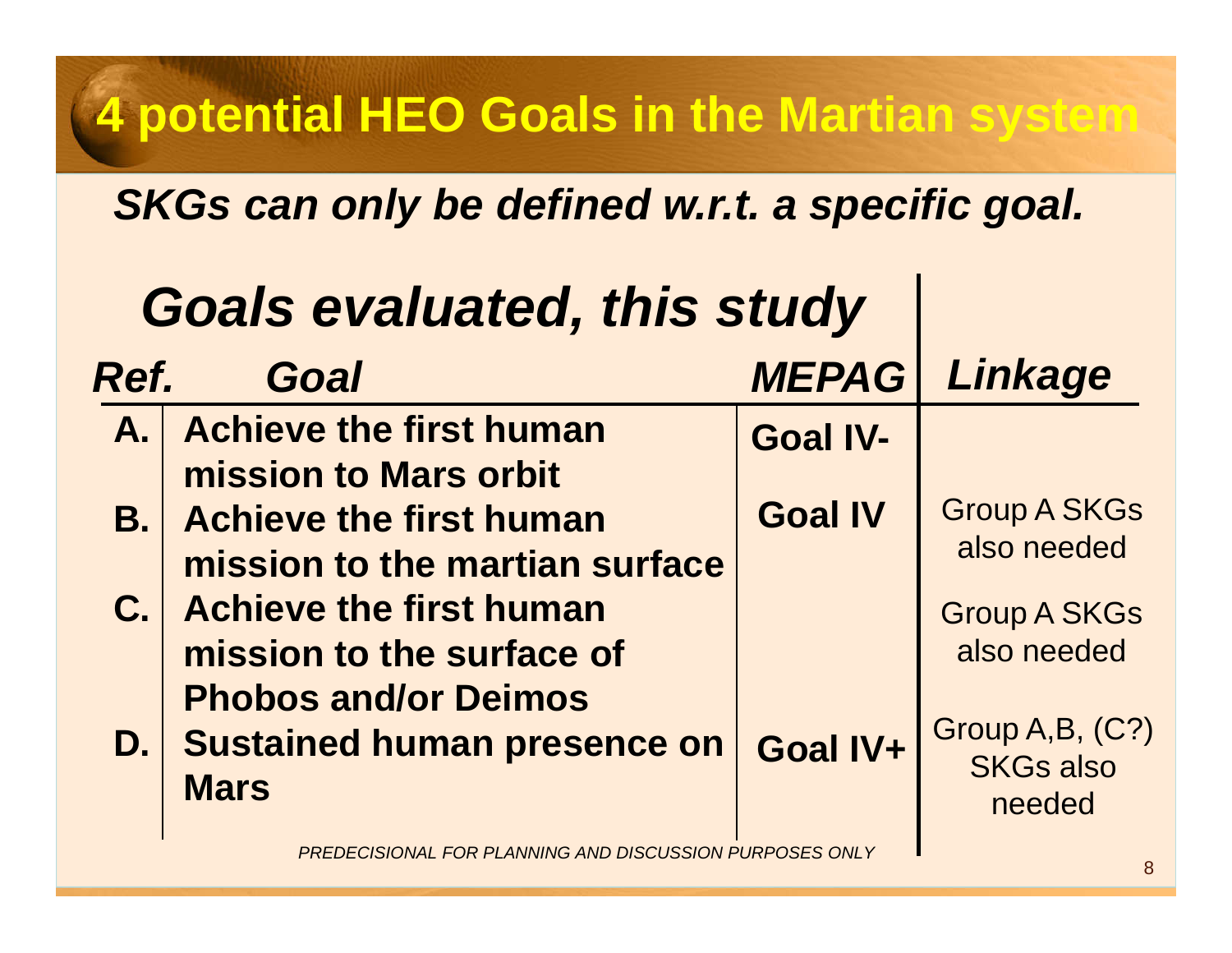# 4 potential HEO Goals in the Martian system

***SKGs can only be defined w.r.t. a specific goal.***

## *Goals evaluated, this study*

| *Ref.* | *Goal* | *MEPAG* | *Linkage* |
|---|---|---|---|
| **A.** | **Achieve the first human mission to Mars orbit** | **Goal IV-** | |
| **B.** | **Achieve the first human mission to the martian surface** | **Goal IV** | Group A SKGs also needed |
| **C.** | **Achieve the first human mission to the surface of Phobos and/or Deimos** | | Group A SKGs also needed |
| **D.** | **Sustained human presence on Mars** | **Goal IV+** | Group A,B, (C?) SKGs also needed |

*PREDECISIONAL FOR PLANNING AND DISCUSSION PURPOSES ONLY*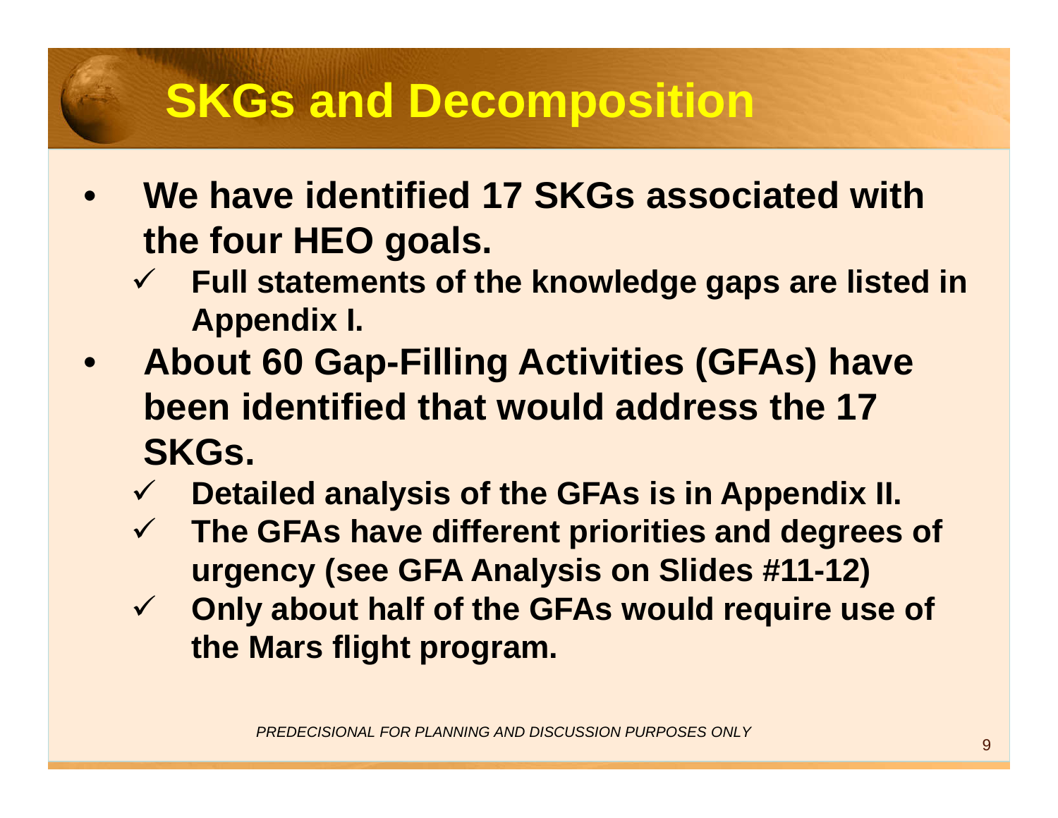# SKGs and Decomposition

- **We have identified 17 SKGs associated with the four HEO goals.**
  - ✓ **Full statements of the knowledge gaps are listed in Appendix I.**
- **About 60 Gap-Filling Activities (GFAs) have been identified that would address the 17 SKGs.**
  - ✓ **Detailed analysis of the GFAs is in Appendix II.**
  - ✓ **The GFAs have different priorities and degrees of urgency (see GFA Analysis on Slides #11-12)**
  - ✓ **Only about half of the GFAs would require use of the Mars flight program.**

*PREDECISIONAL FOR PLANNING AND DISCUSSION PURPOSES ONLY*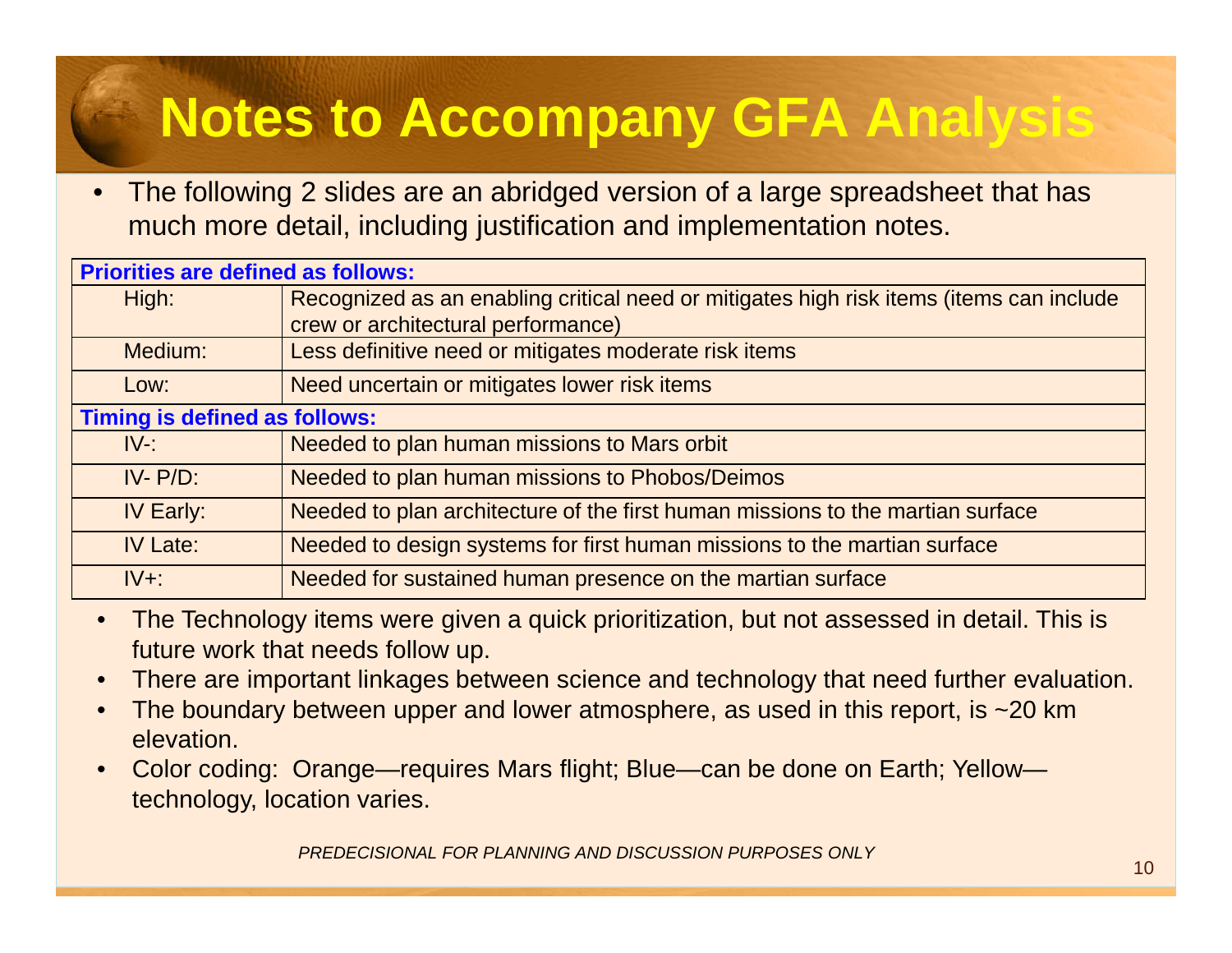# Notes to Accompany GFA Analysis

- The following 2 slides are an abridged version of a large spreadsheet that has much more detail, including justification and implementation notes.

| **Priorities are defined as follows:** | |
|---|---|
| High: | Recognized as an enabling critical need or mitigates high risk items (items can include crew or architectural performance) |
| Medium: | Less definitive need or mitigates moderate risk items |
| Low: | Need uncertain or mitigates lower risk items |
| **Timing is defined as follows:** | |
| IV-: | Needed to plan human missions to Mars orbit |
| IV- P/D: | Needed to plan human missions to Phobos/Deimos |
| IV Early: | Needed to plan architecture of the first human missions to the martian surface |
| IV Late: | Needed to design systems for first human missions to the martian surface |
| IV+: | Needed for sustained human presence on the martian surface |

- The Technology items were given a quick prioritization, but not assessed in detail. This is future work that needs follow up.
- There are important linkages between science and technology that need further evaluation.
- The boundary between upper and lower atmosphere, as used in this report, is ~20 km elevation.
- Color coding: Orange—requires Mars flight; Blue—can be done on Earth; Yellow—technology, location varies.

*PREDECISIONAL FOR PLANNING AND DISCUSSION PURPOSES ONLY*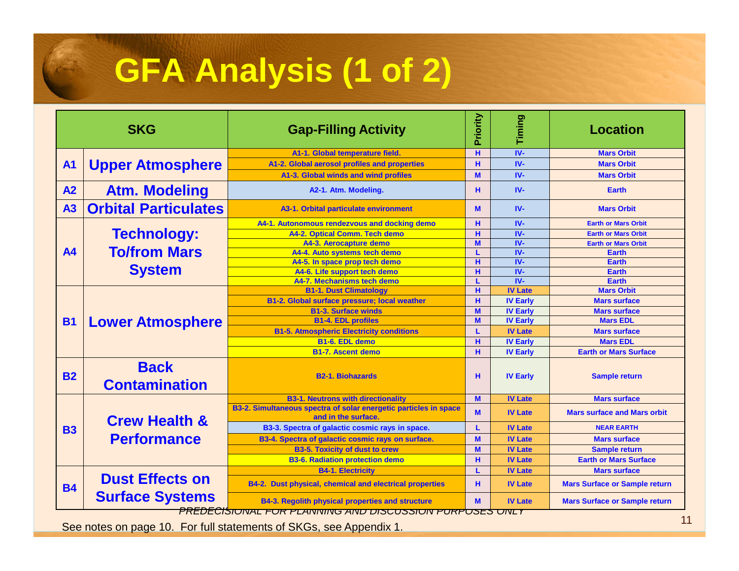# GFA Analysis (1 of 2)

| SKG | | Gap-Filling Activity | Priority | Timing | Location |
|---|---|---|---|---|---|
| A1 | Upper Atmosphere | A1-1. Global temperature field. | H | IV- | Mars Orbit |
| | | A1-2. Global aerosol profiles and properties | H | IV- | Mars Orbit |
| | | A1-3. Global winds and wind profiles | M | IV- | Mars Orbit |
| A2 | Atm. Modeling | A2-1. Atm. Modeling. | H | IV- | Earth |
| A3 | Orbital Particulates | A3-1. Orbital particulate environment | M | IV- | Mars Orbit |
| A4 | Technology: To/from Mars System | A4-1. Autonomous rendezvous and docking demo | H | IV- | Earth or Mars Orbit |
| | | A4-2. Optical Comm. Tech demo | H | IV- | Earth or Mars Orbit |
| | | A4-3. Aerocapture demo | M | IV- | Earth or Mars Orbit |
| | | A4-4. Auto systems tech demo | L | IV- | Earth |
| | | A4-5. In space prop tech demo | H | IV- | Earth |
| | | A4-6. Life support tech demo | H | IV- | Earth |
| | | A4-7. Mechanisms tech demo | L | IV- | Earth |
| B1 | Lower Atmosphere | B1-1. Dust Climatology | H | IV Late | Mars Orbit |
| | | B1-2. Global surface pressure; local weather | H | IV Early | Mars surface |
| | | B1-3. Surface winds | M | IV Early | Mars surface |
| | | B1-4. EDL profiles | M | IV Early | Mars EDL |
| | | B1-5. Atmospheric Electricity conditions | L | IV Late | Mars surface |
| | | B1-6. EDL demo | H | IV Early | Mars EDL |
| | | B1-7. Ascent demo | H | IV Early | Earth or Mars Surface |
| B2 | Back Contamination | B2-1. Biohazards | H | IV Early | Sample return |
| B3 | Crew Health & Performance | B3-1. Neutrons with directionality | M | IV Late | Mars surface |
| | | B3-2. Simultaneous spectra of solar energetic particles in space and in the surface. | M | IV Late | Mars surface and Mars orbit |
| | | B3-3. Spectra of galactic cosmic rays in space. | L | IV Late | NEAR EARTH |
| | | B3-4. Spectra of galactic cosmic rays on surface. | M | IV Late | Mars surface |
| | | B3-5. Toxicity of dust to crew | M | IV Late | Sample return |
| | | B3-6. Radiation protection demo | H | IV Late | Earth or Mars Surface |
| B4 | Dust Effects on Surface Systems | B4-1. Electricity | L | IV Late | Mars surface |
| | | B4-2. Dust physical, chemical and electrical properties | H | IV Late | Mars Surface or Sample return |
| | | B4-3. Regolith physical properties and structure | M | IV Late | Mars Surface or Sample return |

*PREDECISIONAL FOR PLANNING AND DISCUSSION PURPOSES ONLY*

See notes on page 10. For full statements of SKGs, see Appendix 1.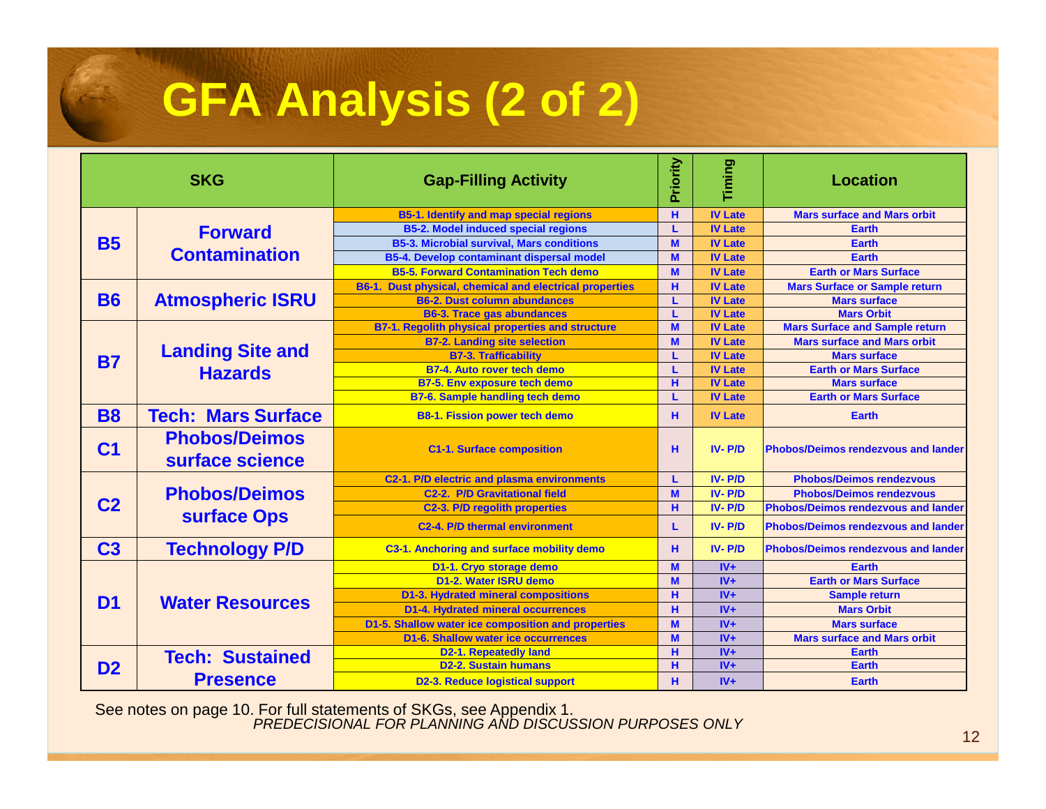# GFA Analysis (2 of 2)

| SKG | | Gap-Filling Activity | Priority | Timing | Location |
|---|---|---|---|---|---|
| B5 | Forward Contamination | B5-1. Identify and map special regions | H | IV Late | Mars surface and Mars orbit |
| | | B5-2. Model induced special regions | L | IV Late | Earth |
| | | B5-3. Microbial survival, Mars conditions | M | IV Late | Earth |
| | | B5-4. Develop contaminant dispersal model | M | IV Late | Earth |
| | | B5-5. Forward Contamination Tech demo | M | IV Late | Earth or Mars Surface |
| B6 | Atmospheric ISRU | B6-1. Dust physical, chemical and electrical properties | H | IV Late | Mars Surface or Sample return |
| | | B6-2. Dust column abundances | L | IV Late | Mars surface |
| | | B6-3. Trace gas abundances | L | IV Late | Mars Orbit |
| B7 | Landing Site and Hazards | B7-1. Regolith physical properties and structure | M | IV Late | Mars Surface and Sample return |
| | | B7-2. Landing site selection | M | IV Late | Mars surface and Mars orbit |
| | | B7-3. Trafficability | L | IV Late | Mars surface |
| | | B7-4. Auto rover tech demo | L | IV Late | Earth or Mars Surface |
| | | B7-5. Env exposure tech demo | H | IV Late | Mars surface |
| | | B7-6. Sample handling tech demo | L | IV Late | Earth or Mars Surface |
| B8 | Tech: Mars Surface | B8-1. Fission power tech demo | H | IV Late | Earth |
| C1 | Phobos/Deimos surface science | C1-1. Surface composition | H | IV- P/D | Phobos/Deimos rendezvous and lander |
| C2 | Phobos/Deimos surface Ops | C2-1. P/D electric and plasma environments | L | IV- P/D | Phobos/Deimos rendezvous |
| | | C2-2. P/D Gravitational field | M | IV- P/D | Phobos/Deimos rendezvous |
| | | C2-3. P/D regolith properties | H | IV- P/D | Phobos/Deimos rendezvous and lander |
| | | C2-4. P/D thermal environment | L | IV- P/D | Phobos/Deimos rendezvous and lander |
| C3 | Technology P/D | C3-1. Anchoring and surface mobility demo | H | IV- P/D | Phobos/Deimos rendezvous and lander |
| D1 | Water Resources | D1-1. Cryo storage demo | M | IV+ | Earth |
| | | D1-2. Water ISRU demo | M | IV+ | Earth or Mars Surface |
| | | D1-3. Hydrated mineral compositions | H | IV+ | Sample return |
| | | D1-4. Hydrated mineral occurrences | H | IV+ | Mars Orbit |
| | | D1-5. Shallow water ice composition and properties | M | IV+ | Mars surface |
| | | D1-6. Shallow water ice occurrences | M | IV+ | Mars surface and Mars orbit |
| D2 | Tech: Sustained Presence | D2-1. Repeatedly land | H | IV+ | Earth |
| | | D2-2. Sustain humans | H | IV+ | Earth |
| | | D2-3. Reduce logistical support | H | IV+ | Earth |

See notes on page 10. For full statements of SKGs, see Appendix 1.

*PREDECISIONAL FOR PLANNING AND DISCUSSION PURPOSES ONLY*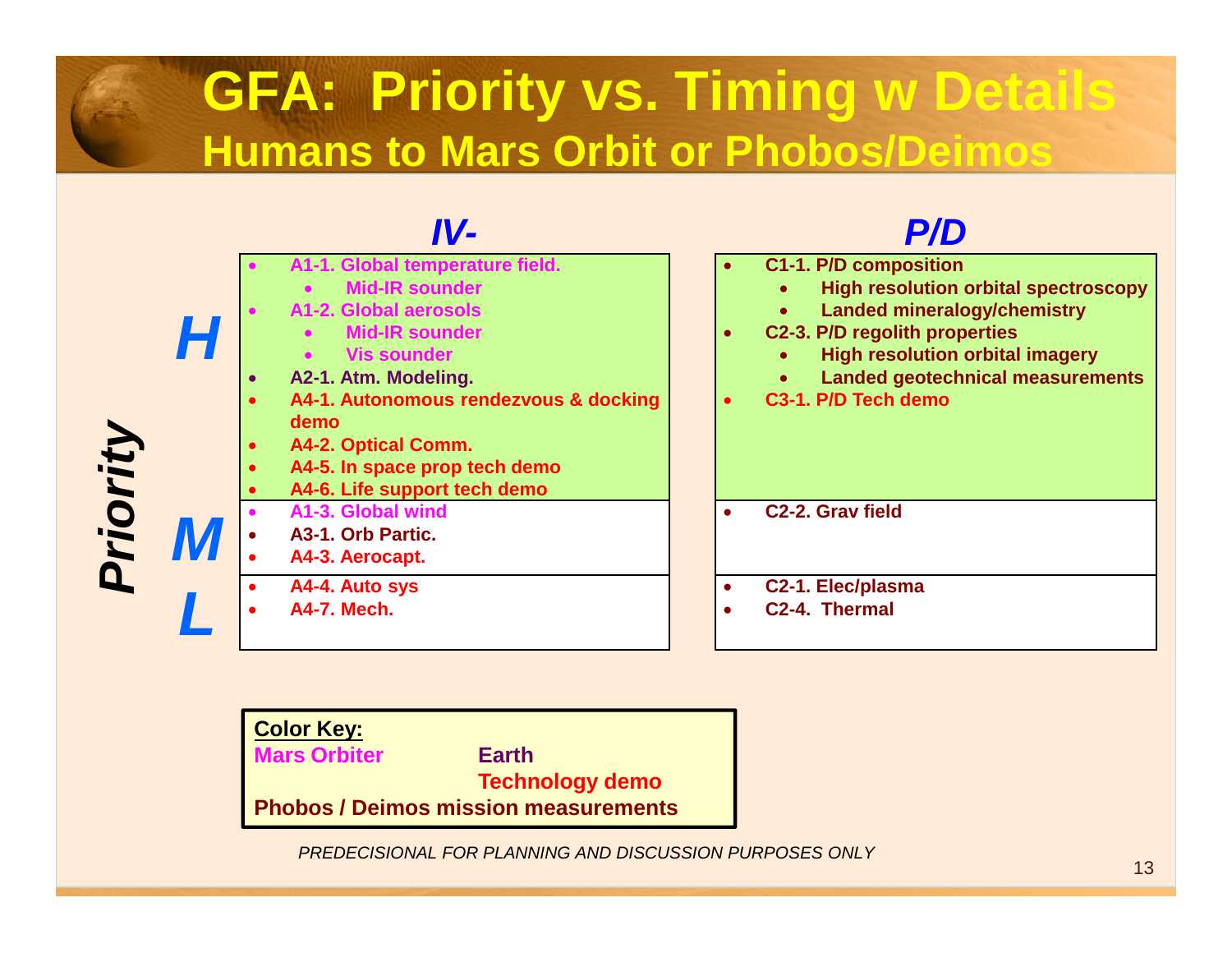# GFA: Priority vs. Timing w Details

## Humans to Mars Orbit or Phobos/Deimos

| Priority | IV- | P/D |
|---|---|---|
| **H** | • A1-1. Global temperature field.<br>  • Mid-IR sounder<br>• A1-2. Global aerosols<br>  • Mid-IR sounder<br>  • Vis sounder<br>• A2-1. Atm. Modeling.<br>• A4-1. Autonomous rendezvous & docking demo<br>• A4-2. Optical Comm.<br>• A4-5. In space prop tech demo<br>• A4-6. Life support tech demo | • C1-1. P/D composition<br>  • High resolution orbital spectroscopy<br>  • Landed mineralogy/chemistry<br>• C2-3. P/D regolith properties<br>  • High resolution orbital imagery<br>  • Landed geotechnical measurements<br>• C3-1. P/D Tech demo |
| **M** | • A1-3. Global wind<br>• A3-1. Orb Partic.<br>• A4-3. Aerocapt. | • C2-2. Grav field |
| **L** | • A4-4. Auto sys<br>• A4-7. Mech. | • C2-1. Elec/plasma<br>• C2-4. Thermal |

**Color Key:**

- Mars Orbiter
- Earth
- Technology demo
- Phobos / Deimos mission measurements

*PREDECISIONAL FOR PLANNING AND DISCUSSION PURPOSES ONLY*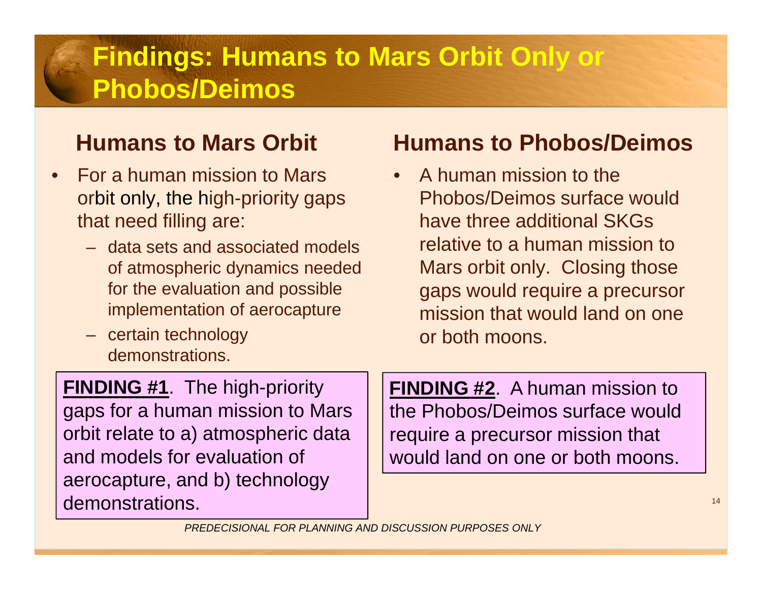# Findings: Humans to Mars Orbit Only or Phobos/Deimos

## Humans to Mars Orbit

- For a human mission to Mars orbit only, the high-priority gaps that need filling are:
  - data sets and associated models of atmospheric dynamics needed for the evaluation and possible implementation of aerocapture
  - certain technology demonstrations.

**FINDING #1**. The high-priority gaps for a human mission to Mars orbit relate to a) atmospheric data and models for evaluation of aerocapture, and b) technology demonstrations.

## Humans to Phobos/Deimos

- A human mission to the Phobos/Deimos surface would have three additional SKGs relative to a human mission to Mars orbit only. Closing those gaps would require a precursor mission that would land on one or both moons.

**FINDING #2**. A human mission to the Phobos/Deimos surface would require a precursor mission that would land on one or both moons.

*PREDECISIONAL FOR PLANNING AND DISCUSSION PURPOSES ONLY*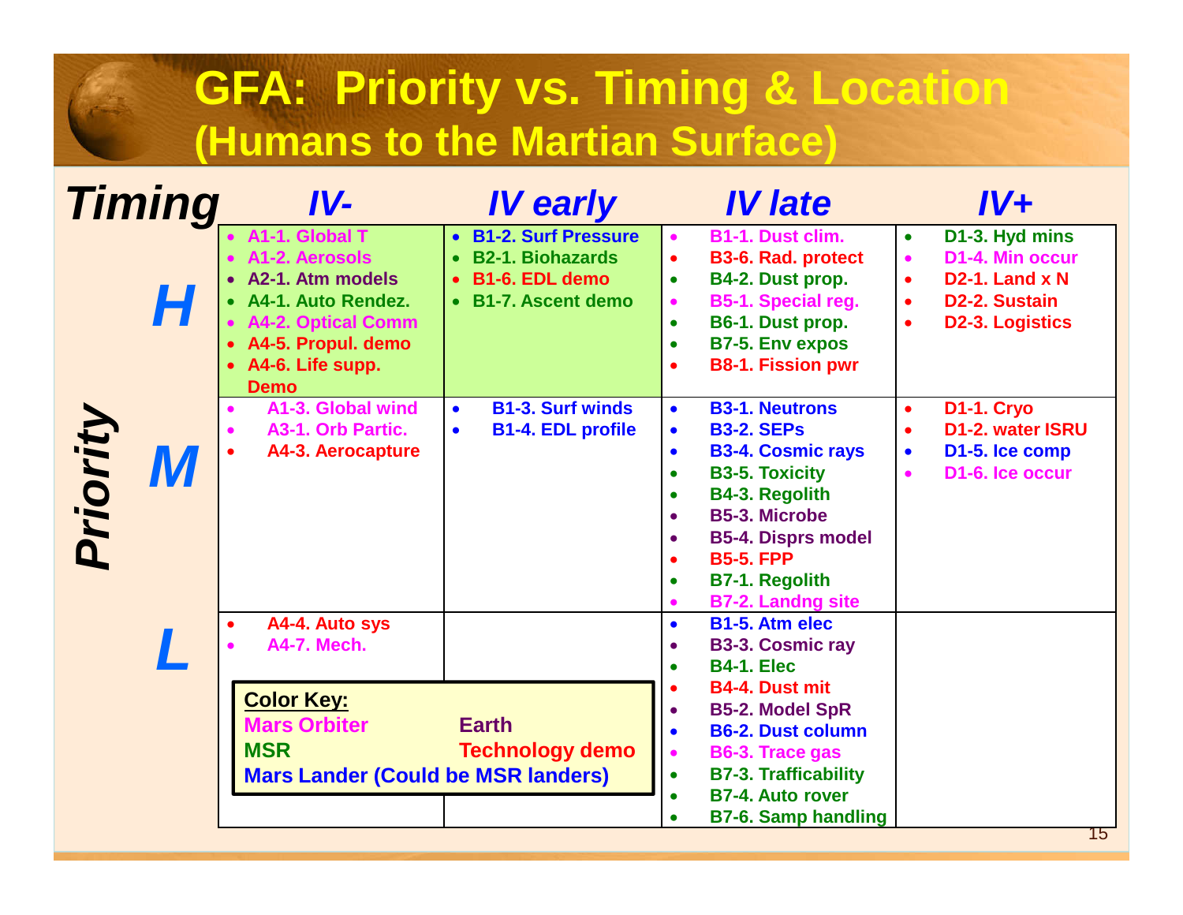# GFA: Priority vs. Timing & Location (Humans to the Martian Surface)

| Priority \ Timing | IV- | IV early | IV late | IV+ |
|---|---|---|---|---|
| **H** | A1-1. Global T<br>A1-2. Aerosols<br>A2-1. Atm models<br>A4-1. Auto Rendez.<br>A4-2. Optical Comm<br>A4-5. Propul. demo<br>A4-6. Life supp. Demo | B1-2. Surf Pressure<br>B2-1. Biohazards<br>B1-6. EDL demo<br>B1-7. Ascent demo | B1-1. Dust clim.<br>B3-6. Rad. protect<br>B4-2. Dust prop.<br>B5-1. Special reg.<br>B6-1. Dust prop.<br>B7-5. Env expos<br>B8-1. Fission pwr | D1-3. Hyd mins<br>D1-4. Min occur<br>D2-1. Land x N<br>D2-2. Sustain<br>D2-3. Logistics |
| **M** | A1-3. Global wind<br>A3-1. Orb Partic.<br>A4-3. Aerocapture | B1-3. Surf winds<br>B1-4. EDL profile | B3-1. Neutrons<br>B3-2. SEPs<br>B3-4. Cosmic rays<br>B3-5. Toxicity<br>B4-3. Regolith<br>B5-3. Microbe<br>B5-4. Disprs model<br>B5-5. FPP<br>B7-1. Regolith<br>B7-2. Landng site | D1-1. Cryo<br>D1-2. water ISRU<br>D1-5. Ice comp<br>D1-6. Ice occur |
| **L** | A4-4. Auto sys<br>A4-7. Mech. | | B1-5. Atm elec<br>B3-3. Cosmic ray<br>B4-1. Elec<br>B4-4. Dust mit<br>B5-2. Model SpR<br>B6-2. Dust column<br>B6-3. Trace gas<br>B7-3. Trafficability<br>B7-4. Auto rover<br>B7-6. Samp handling | |

**Color Key:**
- Mars Orbiter
- Earth
- MSR
- Technology demo
- Mars Lander (Could be MSR landers)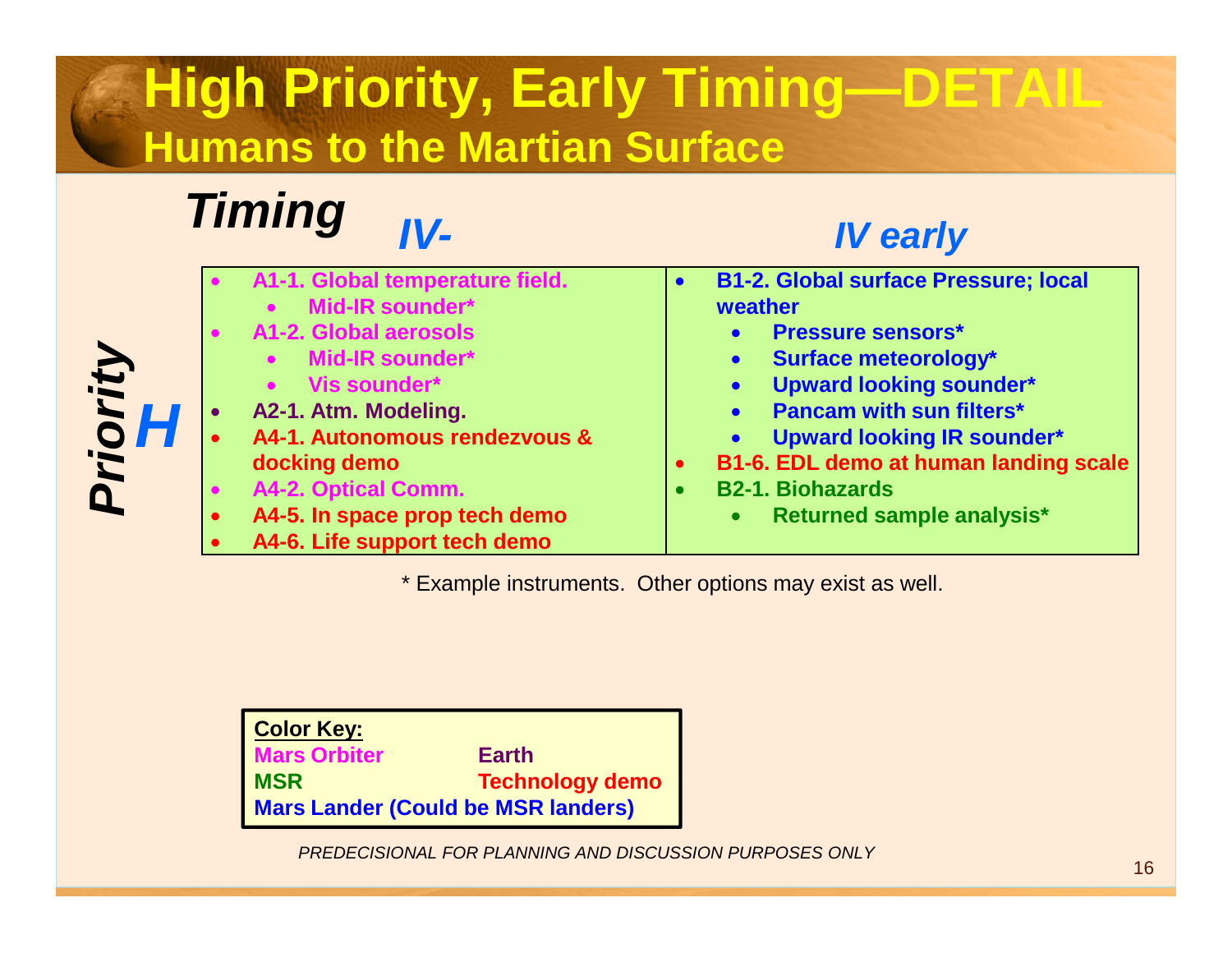# High Priority, Early Timing—DETAIL

## Humans to the Martian Surface

| Priority \ Timing | IV- | IV early |
|---|---|---|
| H | • A1-1. Global temperature field.<br>  • Mid-IR sounder*<br>• A1-2. Global aerosols<br>  • Mid-IR sounder*<br>  • Vis sounder*<br>• A2-1. Atm. Modeling.<br>• A4-1. Autonomous rendezvous & docking demo<br>• A4-2. Optical Comm.<br>• A4-5. In space prop tech demo<br>• A4-6. Life support tech demo | • B1-2. Global surface Pressure; local weather<br>  • Pressure sensors*<br>  • Surface meteorology*<br>  • Upward looking sounder*<br>  • Pancam with sun filters*<br>  • Upward looking IR sounder*<br>• B1-6. EDL demo at human landing scale<br>• B2-1. Biohazards<br>  • Returned sample analysis* |

\* Example instruments. Other options may exist as well.

**Color Key:**

| | |
|---|---|
| Mars Orbiter | Earth |
| MSR | Technology demo |
| Mars Lander (Could be MSR landers) | |

*PREDECISIONAL FOR PLANNING AND DISCUSSION PURPOSES ONLY*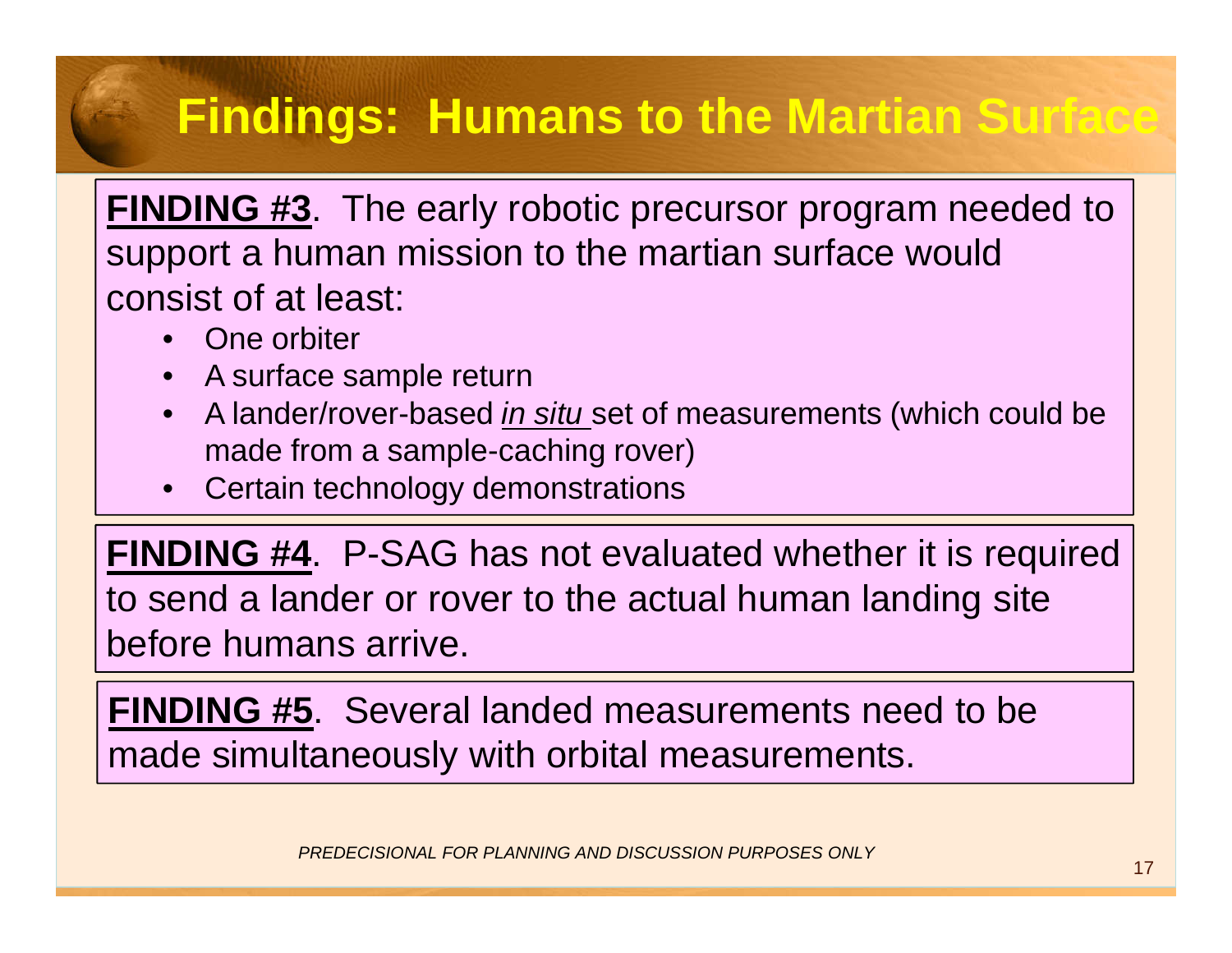# Findings: Humans to the Martian Surface

**FINDING #3**. The early robotic precursor program needed to support a human mission to the martian surface would consist of at least:

- One orbiter
- A surface sample return
- A lander/rover-based *in situ* set of measurements (which could be made from a sample-caching rover)
- Certain technology demonstrations

**FINDING #4**. P-SAG has not evaluated whether it is required to send a lander or rover to the actual human landing site before humans arrive.

**FINDING #5**. Several landed measurements need to be made simultaneously with orbital measurements.

*PREDECISIONAL FOR PLANNING AND DISCUSSION PURPOSES ONLY*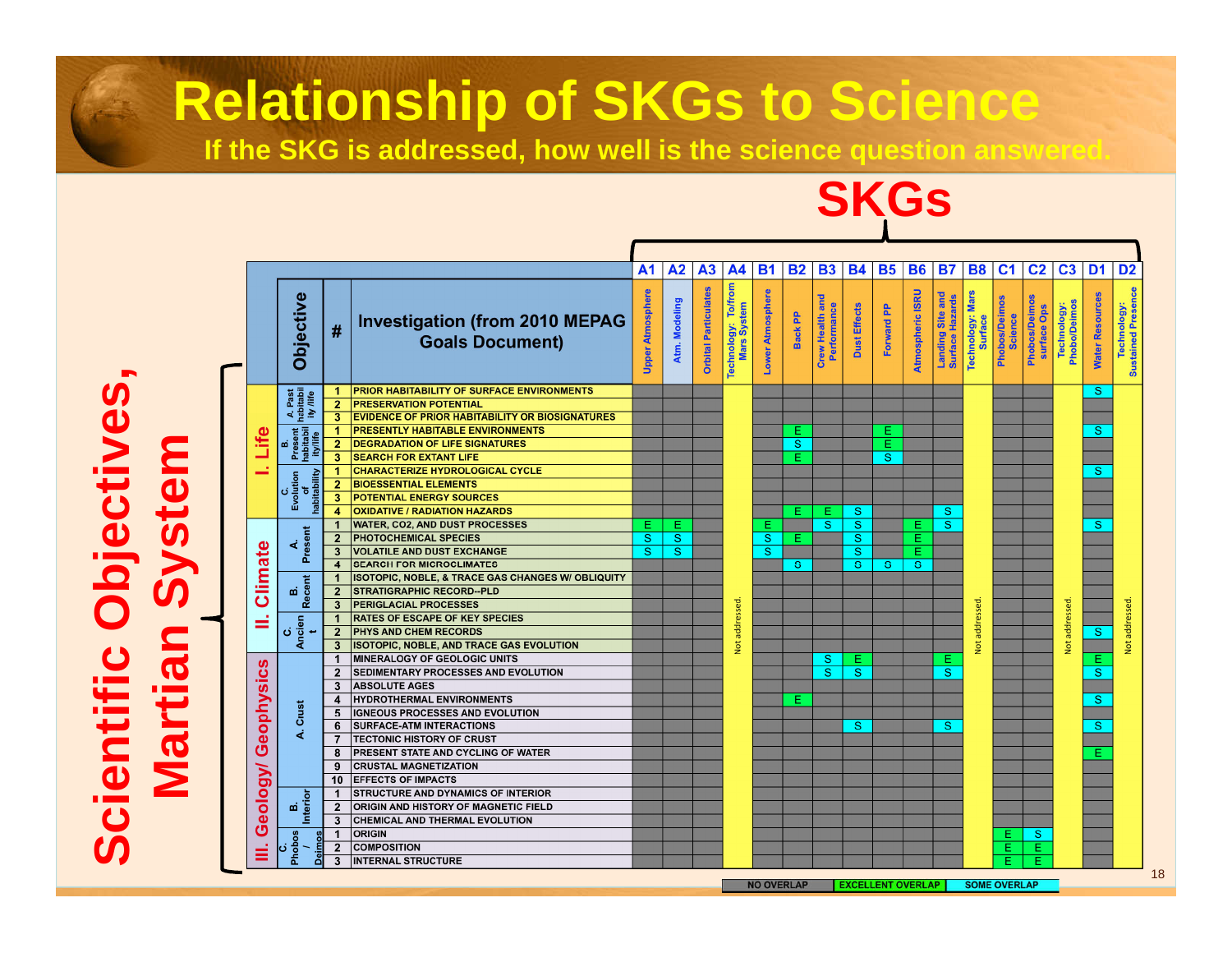# Relationship of SKGs to Science

**If the SKG is addressed, how well is the science question answered.**

**SKGs**

**Scientific Objectives, Martian System**

"Not addressed." applies to the entire A4, B8, C3 and D2 columns.

| Objective | | # | Investigation (from 2010 MEPAG Goals Document) | A1 Upper Atmosphere | A2 Atm. Modeling | A3 Orbital Particulates | A4 Technology: To/from Mars System | B1 Lower Atmosphere | B2 Back PP | B3 Crew Health and Performance | B4 Dust Effects | B5 Forward PP | B6 Atmospheric ISRU | B7 Landing Site and Surface Hazards | B8 Technology: Mars Surface | C1 Phobos/Deimos Science | C2 Phobos/Deimos surface Ops | C3 Technology: Phobo/Deimos | D1 Water Resources | D2 Technology: Sustained Presence |
|---|---|---|---|---|---|---|---|---|---|---|---|---|---|---|---|---|---|---|---|---|
| I. Life | A. Past habitability/life | 1 | PRIOR HABITABILITY OF SURFACE ENVIRONMENTS | | | | Not addressed. | | | | | | | | Not addressed. | | | Not addressed. | S | Not addressed. |
| | | 2 | PRESERVATION POTENTIAL | | | | | | | | | | | | | | | | | |
| | | 3 | EVIDENCE OF PRIOR HABITABILITY OR BIOSIGNATURES | | | | | | | | | | | | | | | | | |
| | B. Present habitability/life | 1 | PRESENTLY HABITABLE ENVIRONMENTS | | | | | | E | | | E | | | | | | | S | |
| | | 2 | DEGRADATION OF LIFE SIGNATURES | | | | | | S | | | E | | | | | | | | |
| | | 3 | SEARCH FOR EXTANT LIFE | | | | | | E | | | S | | | | | | | | |
| | C. Evolution of habitability | 1 | CHARACTERIZE HYDROLOGICAL CYCLE | | | | | | | | | | | | | | | | S | |
| | | 2 | BIOESSENTIAL ELEMENTS | | | | | | | | | | | | | | | | | |
| | | 3 | POTENTIAL ENERGY SOURCES | | | | | | | | | | | | | | | | | |
| | | 4 | OXIDATIVE / RADIATION HAZARDS | | | | | | E | E | S | | | S | | | | | | |
| II. Climate | A. Present | 1 | WATER, CO2, AND DUST PROCESSES | E | E | | | E | | S | S | | E | S | | | | | S | |
| | | 2 | PHOTOCHEMICAL SPECIES | S | S | | | S | E | | S | | E | | | | | | | |
| | | 3 | VOLATILE AND DUST EXCHANGE | S | S | | | S | | | S | | E | | | | | | | |
| | | 4 | SEARCH FOR MICROCLIMATES | | | | | | S | | S | S | S | | | | | | | |
| | B. Recent | 1 | ISOTOPIC, NOBLE, & TRACE GAS CHANGES W/ OBLIQUITY | | | | | | | | | | | | | | | | | |
| | | 2 | STRATIGRAPHIC RECORD--PLD | | | | | | | | | | | | | | | | | |
| | | 3 | PERIGLACIAL PROCESSES | | | | | | | | | | | | | | | | | |
| | C. Ancient | 1 | RATES OF ESCAPE OF KEY SPECIES | | | | | | | | | | | | | | | | | |
| | | 2 | PHYS AND CHEM RECORDS | | | | | | | | | | | | | | | | S | |
| | | 3 | ISOTOPIC, NOBLE, AND TRACE GAS EVOLUTION | | | | | | | | | | | | | | | | | |
| III. Geology/ Geophysics | A. Crust | 1 | MINERALOGY OF GEOLOGIC UNITS | | | | | | | S | E | | | E | | | | | E | |
| | | 2 | SEDIMENTARY PROCESSES AND EVOLUTION | | | | | | | S | S | | | S | | | | | S | |
| | | 3 | ABSOLUTE AGES | | | | | | | | | | | | | | | | | |
| | | 4 | HYDROTHERMAL ENVIRONMENTS | | | | | | E | | | | | | | | | | S | |
| | | 5 | IGNEOUS PROCESSES AND EVOLUTION | | | | | | | | | | | | | | | | | |
| | | 6 | SURFACE-ATM INTERACTIONS | | | | | | | | S | | | S | | | | | S | |
| | | 7 | TECTONIC HISTORY OF CRUST | | | | | | | | | | | | | | | | | |
| | | 8 | PRESENT STATE AND CYCLING OF WATER | | | | | | | | | | | | | | | | E | |
| | | 9 | CRUSTAL MAGNETIZATION | | | | | | | | | | | | | | | | | |
| | | 10 | EFFECTS OF IMPACTS | | | | | | | | | | | | | | | | | |
| | B. Interior | 1 | STRUCTURE AND DYNAMICS OF INTERIOR | | | | | | | | | | | | | | | | | |
| | | 2 | ORIGIN AND HISTORY OF MAGNETIC FIELD | | | | | | | | | | | | | | | | | |
| | | 3 | CHEMICAL AND THERMAL EVOLUTION | | | | | | | | | | | | | | | | | |
| | C. Phobos / Deimos | 1 | ORIGIN | | | | | | | | | | | | | E | S | | | |
| | | 2 | COMPOSITION | | | | | | | | | | | | | E | E | | | |
| | | 3 | INTERNAL STRUCTURE | | | | | | | | | | | | | E | E | | | |

Legend: NO OVERLAP | EXCELLENT OVERLAP (E) | SOME OVERLAP (S)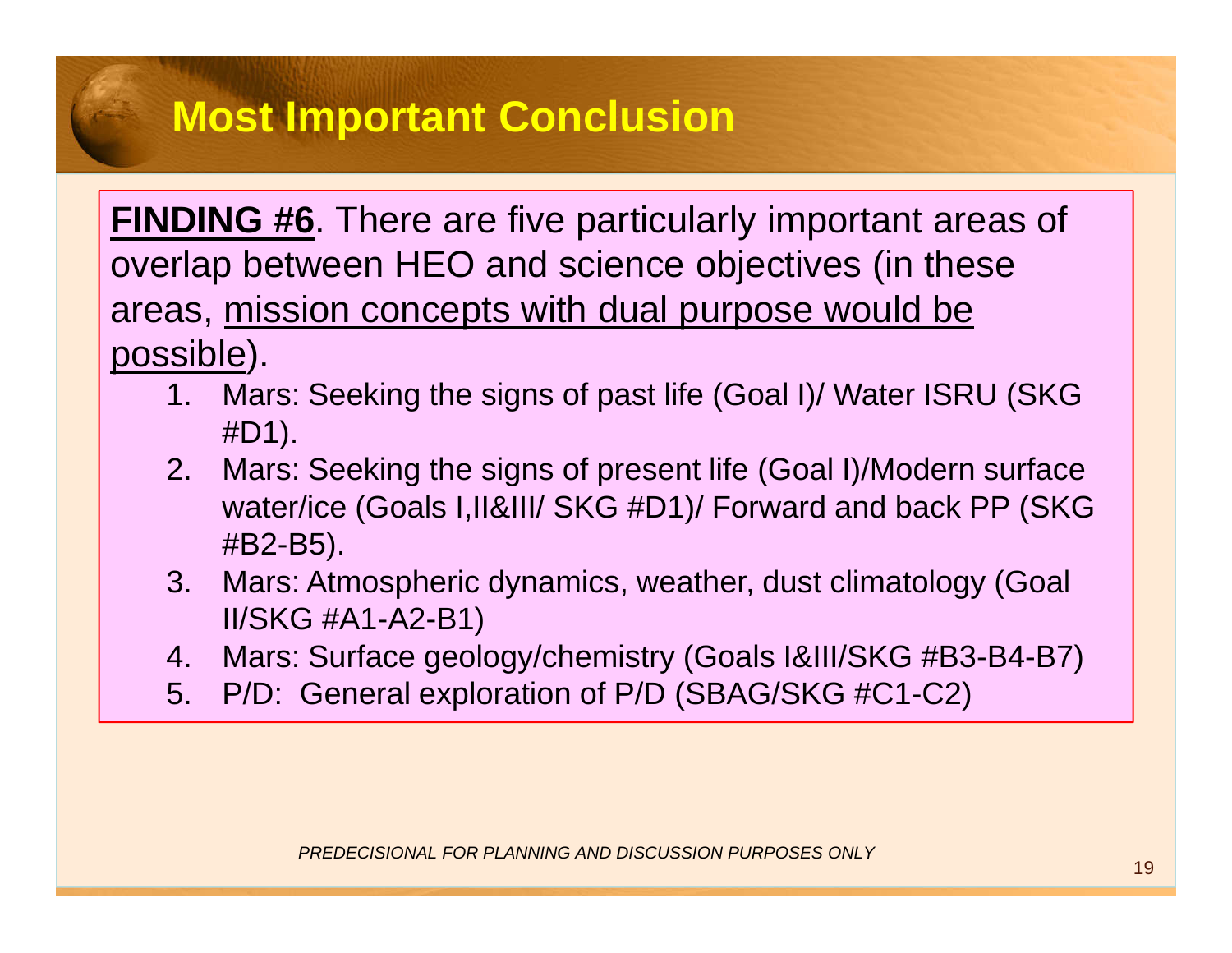# Most Important Conclusion

**FINDING #6**. There are five particularly important areas of overlap between HEO and science objectives (in these areas, mission concepts with dual purpose would be possible).

1. Mars: Seeking the signs of past life (Goal I)/ Water ISRU (SKG #D1).
2. Mars: Seeking the signs of present life (Goal I)/Modern surface water/ice (Goals I,II&III/ SKG #D1)/ Forward and back PP (SKG #B2-B5).
3. Mars: Atmospheric dynamics, weather, dust climatology (Goal II/SKG #A1-A2-B1)
4. Mars: Surface geology/chemistry (Goals I&III/SKG #B3-B4-B7)
5. P/D: General exploration of P/D (SBAG/SKG #C1-C2)

*PREDECISIONAL FOR PLANNING AND DISCUSSION PURPOSES ONLY*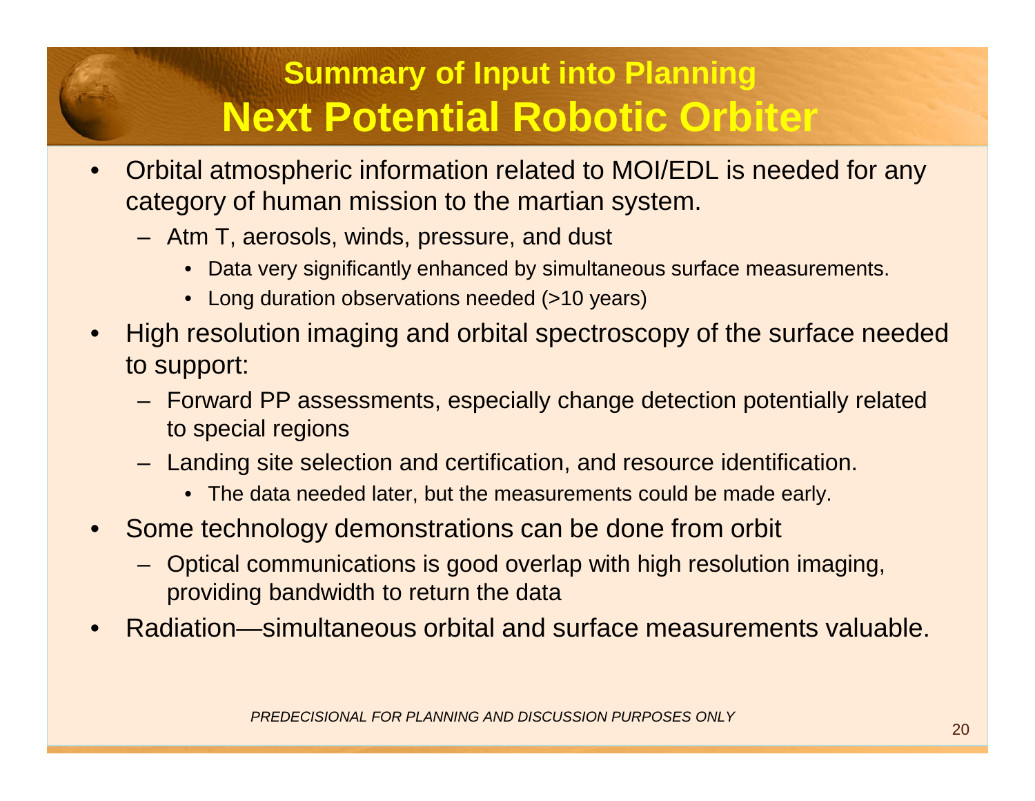## Summary of Input into Planning

# Next Potential Robotic Orbiter

- Orbital atmospheric information related to MOI/EDL is needed for any category of human mission to the martian system.
  - Atm T, aerosols, winds, pressure, and dust
    - Data very significantly enhanced by simultaneous surface measurements.
    - Long duration observations needed (>10 years)
- High resolution imaging and orbital spectroscopy of the surface needed to support:
  - Forward PP assessments, especially change detection potentially related to special regions
  - Landing site selection and certification, and resource identification.
    - The data needed later, but the measurements could be made early.
- Some technology demonstrations can be done from orbit
  - Optical communications is good overlap with high resolution imaging, providing bandwidth to return the data
- Radiation—simultaneous orbital and surface measurements valuable.

*PREDECISIONAL FOR PLANNING AND DISCUSSION PURPOSES ONLY*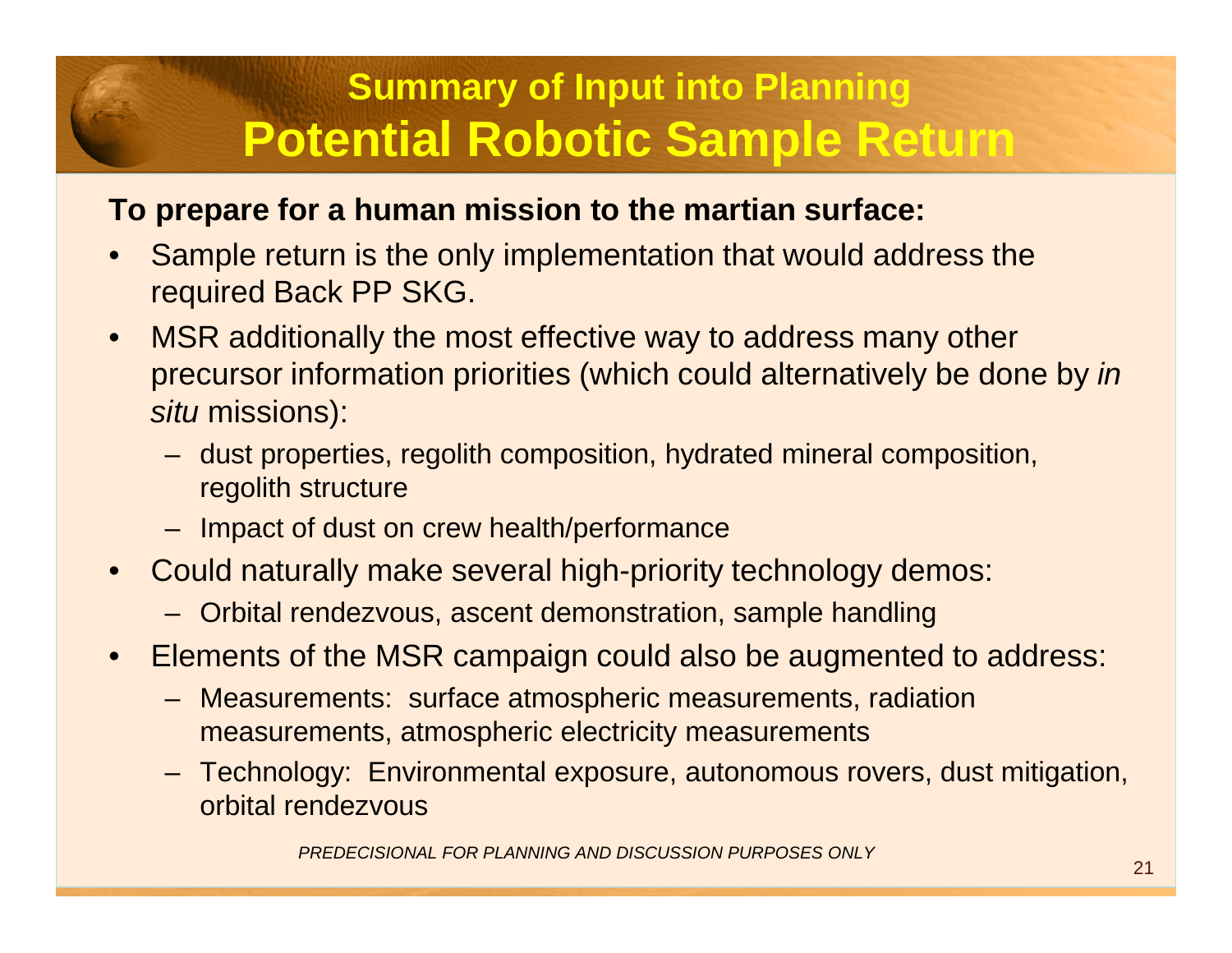## Summary of Input into Planning

# Potential Robotic Sample Return

**To prepare for a human mission to the martian surface:**

- Sample return is the only implementation that would address the required Back PP SKG.
- MSR additionally the most effective way to address many other precursor information priorities (which could alternatively be done by *in situ* missions):
  - dust properties, regolith composition, hydrated mineral composition, regolith structure
  - Impact of dust on crew health/performance
- Could naturally make several high-priority technology demos:
  - Orbital rendezvous, ascent demonstration, sample handling
- Elements of the MSR campaign could also be augmented to address:
  - Measurements: surface atmospheric measurements, radiation measurements, atmospheric electricity measurements
  - Technology: Environmental exposure, autonomous rovers, dust mitigation, orbital rendezvous

*PREDECISIONAL FOR PLANNING AND DISCUSSION PURPOSES ONLY*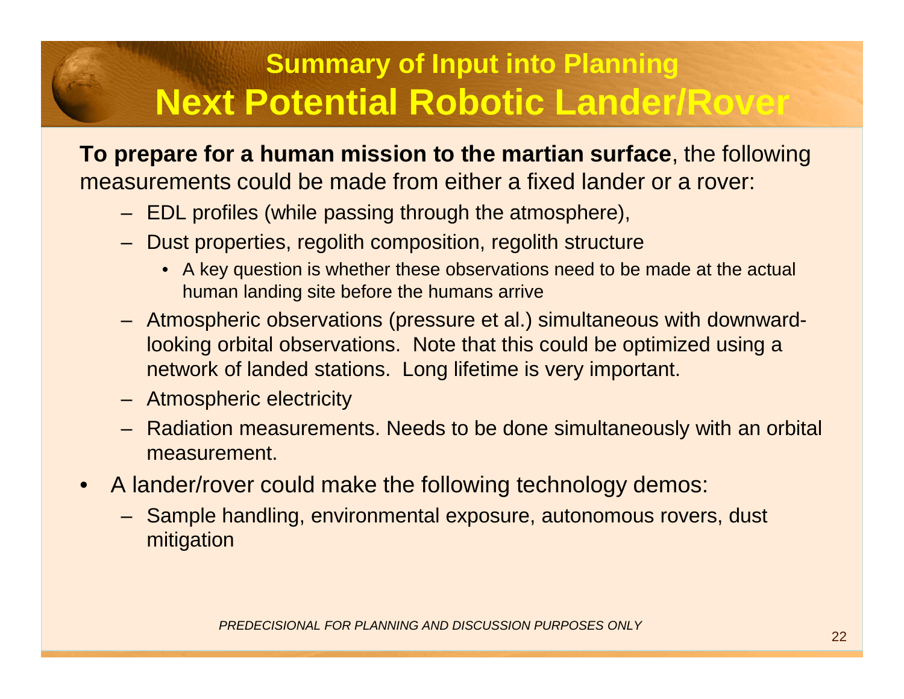## Summary of Input into Planning

# Next Potential Robotic Lander/Rover

**To prepare for a human mission to the martian surface**, the following measurements could be made from either a fixed lander or a rover:

- EDL profiles (while passing through the atmosphere),
- Dust properties, regolith composition, regolith structure
  - A key question is whether these observations need to be made at the actual human landing site before the humans arrive
- Atmospheric observations (pressure et al.) simultaneous with downward-looking orbital observations. Note that this could be optimized using a network of landed stations. Long lifetime is very important.
- Atmospheric electricity
- Radiation measurements. Needs to be done simultaneously with an orbital measurement.

- A lander/rover could make the following technology demos:
  - Sample handling, environmental exposure, autonomous rovers, dust mitigation

*PREDECISIONAL FOR PLANNING AND DISCUSSION PURPOSES ONLY*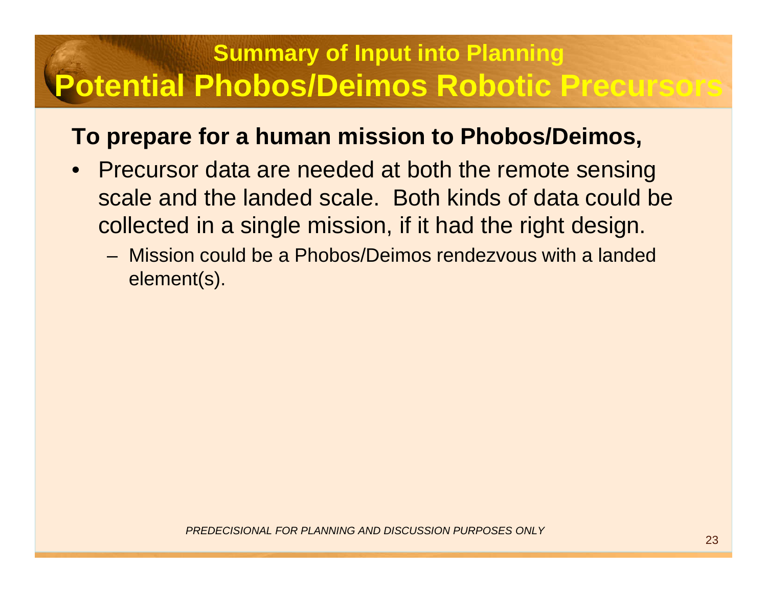## Summary of Input into Planning

# Potential Phobos/Deimos Robotic Precursors

**To prepare for a human mission to Phobos/Deimos,**

- Precursor data are needed at both the remote sensing scale and the landed scale. Both kinds of data could be collected in a single mission, if it had the right design.
  - Mission could be a Phobos/Deimos rendezvous with a landed element(s).

*PREDECISIONAL FOR PLANNING AND DISCUSSION PURPOSES ONLY*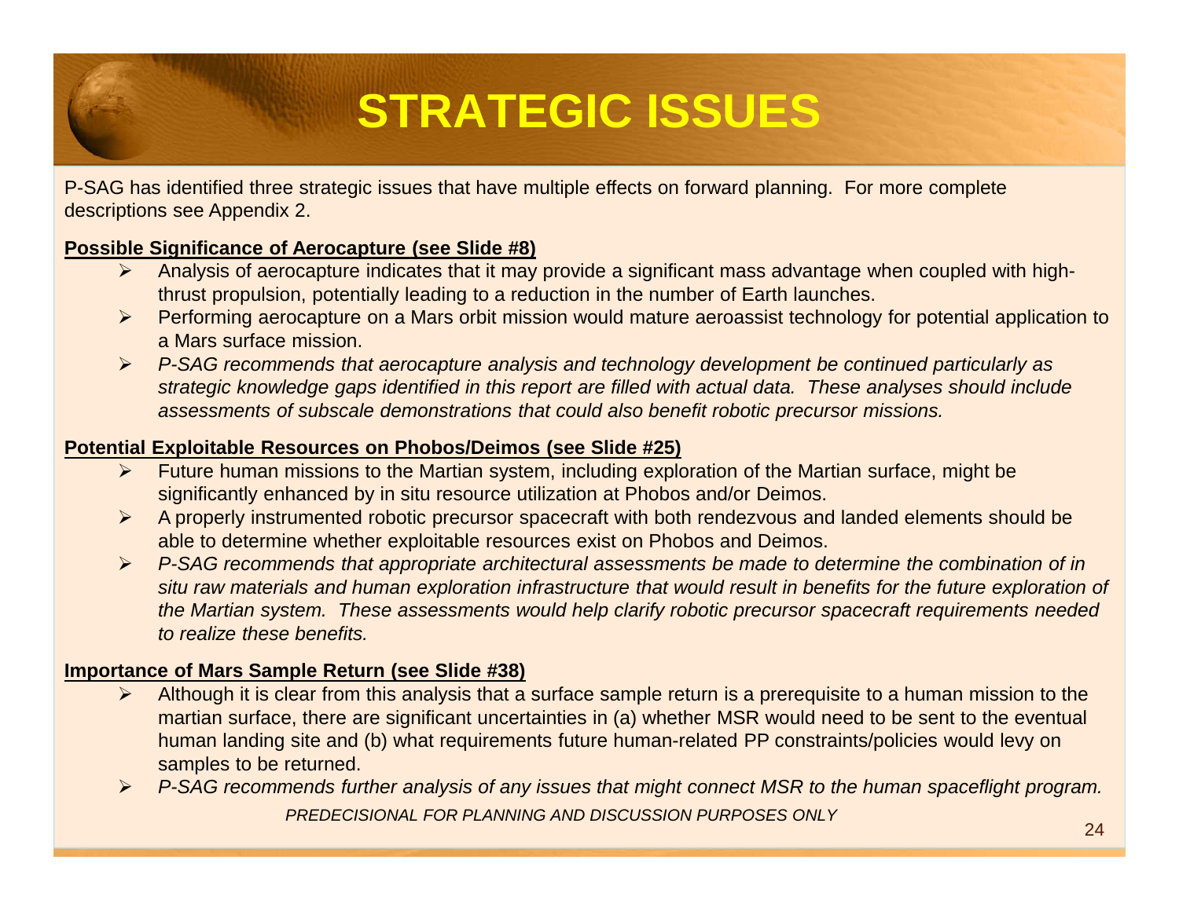# STRATEGIC ISSUES

P-SAG has identified three strategic issues that have multiple effects on forward planning. For more complete descriptions see Appendix 2.

**Possible Significance of Aerocapture (see Slide #8)**

- Analysis of aerocapture indicates that it may provide a significant mass advantage when coupled with high-thrust propulsion, potentially leading to a reduction in the number of Earth launches.
- Performing aerocapture on a Mars orbit mission would mature aeroassist technology for potential application to a Mars surface mission.
- *P-SAG recommends that aerocapture analysis and technology development be continued particularly as strategic knowledge gaps identified in this report are filled with actual data. These analyses should include assessments of subscale demonstrations that could also benefit robotic precursor missions.*

**Potential Exploitable Resources on Phobos/Deimos (see Slide #25)**

- Future human missions to the Martian system, including exploration of the Martian surface, might be significantly enhanced by in situ resource utilization at Phobos and/or Deimos.
- A properly instrumented robotic precursor spacecraft with both rendezvous and landed elements should be able to determine whether exploitable resources exist on Phobos and Deimos.
- *P-SAG recommends that appropriate architectural assessments be made to determine the combination of in situ raw materials and human exploration infrastructure that would result in benefits for the future exploration of the Martian system. These assessments would help clarify robotic precursor spacecraft requirements needed to realize these benefits.*

**Importance of Mars Sample Return (see Slide #38)**

- Although it is clear from this analysis that a surface sample return is a prerequisite to a human mission to the martian surface, there are significant uncertainties in (a) whether MSR would need to be sent to the eventual human landing site and (b) what requirements future human-related PP constraints/policies would levy on samples to be returned.
- *P-SAG recommends further analysis of any issues that might connect MSR to the human spaceflight program.*

*PREDECISIONAL FOR PLANNING AND DISCUSSION PURPOSES ONLY*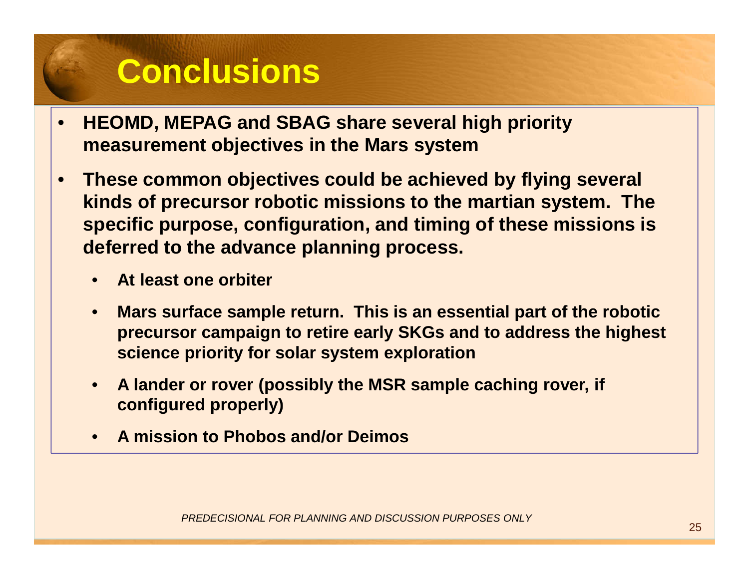# Conclusions

- **HEOMD, MEPAG and SBAG share several high priority measurement objectives in the Mars system**
- **These common objectives could be achieved by flying several kinds of precursor robotic missions to the martian system. The specific purpose, configuration, and timing of these missions is deferred to the advance planning process.**
  - **At least one orbiter**
  - **Mars surface sample return. This is an essential part of the robotic precursor campaign to retire early SKGs and to address the highest science priority for solar system exploration**
  - **A lander or rover (possibly the MSR sample caching rover, if configured properly)**
  - **A mission to Phobos and/or Deimos**

*PREDECISIONAL FOR PLANNING AND DISCUSSION PURPOSES ONLY*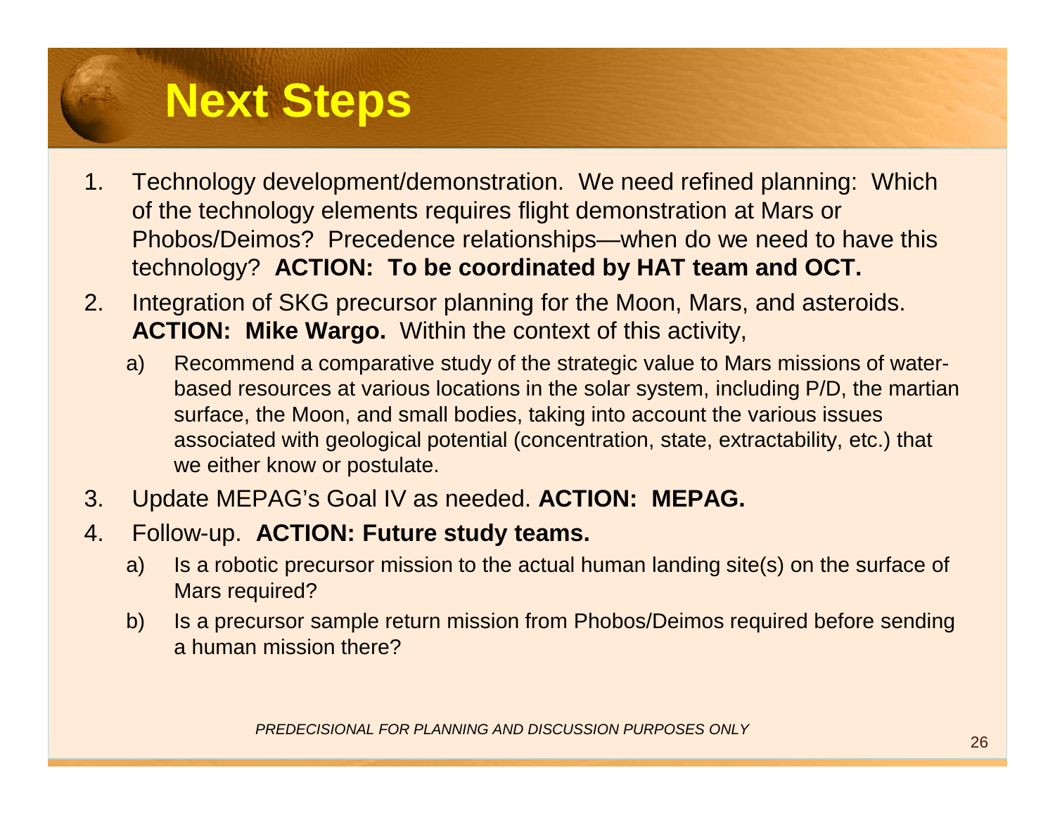# Next Steps

1. Technology development/demonstration. We need refined planning: Which of the technology elements requires flight demonstration at Mars or Phobos/Deimos? Precedence relationships—when do we need to have this technology? **ACTION: To be coordinated by HAT team and OCT.**
2. Integration of SKG precursor planning for the Moon, Mars, and asteroids. **ACTION: Mike Wargo.** Within the context of this activity,
   a) Recommend a comparative study of the strategic value to Mars missions of water-based resources at various locations in the solar system, including P/D, the martian surface, the Moon, and small bodies, taking into account the various issues associated with geological potential (concentration, state, extractability, etc.) that we either know or postulate.
3. Update MEPAG's Goal IV as needed. **ACTION: MEPAG.**
4. Follow-up. **ACTION: Future study teams.**
   a) Is a robotic precursor mission to the actual human landing site(s) on the surface of Mars required?
   b) Is a precursor sample return mission from Phobos/Deimos required before sending a human mission there?

*PREDECISIONAL FOR PLANNING AND DISCUSSION PURPOSES ONLY*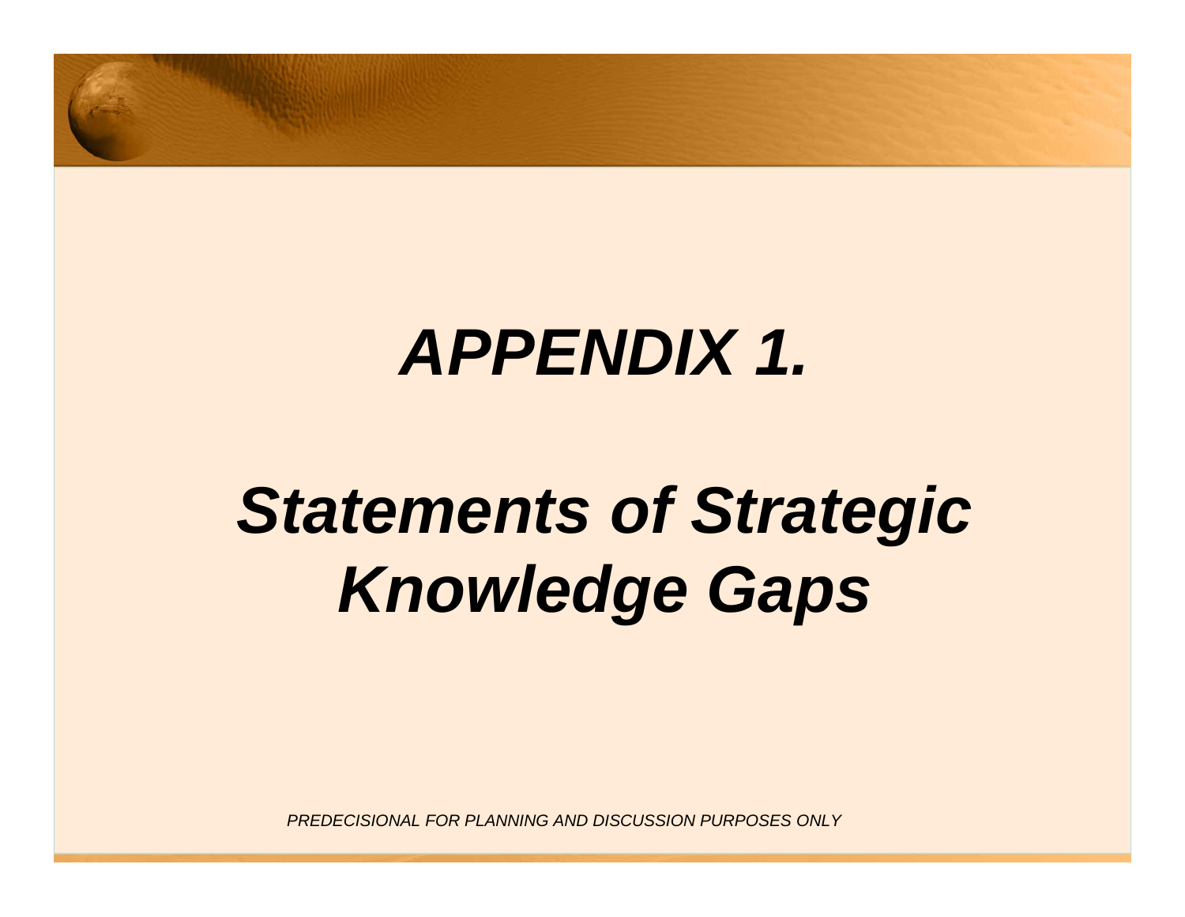# *APPENDIX 1.*

# *Statements of Strategic Knowledge Gaps*

*PREDECISIONAL FOR PLANNING AND DISCUSSION PURPOSES ONLY*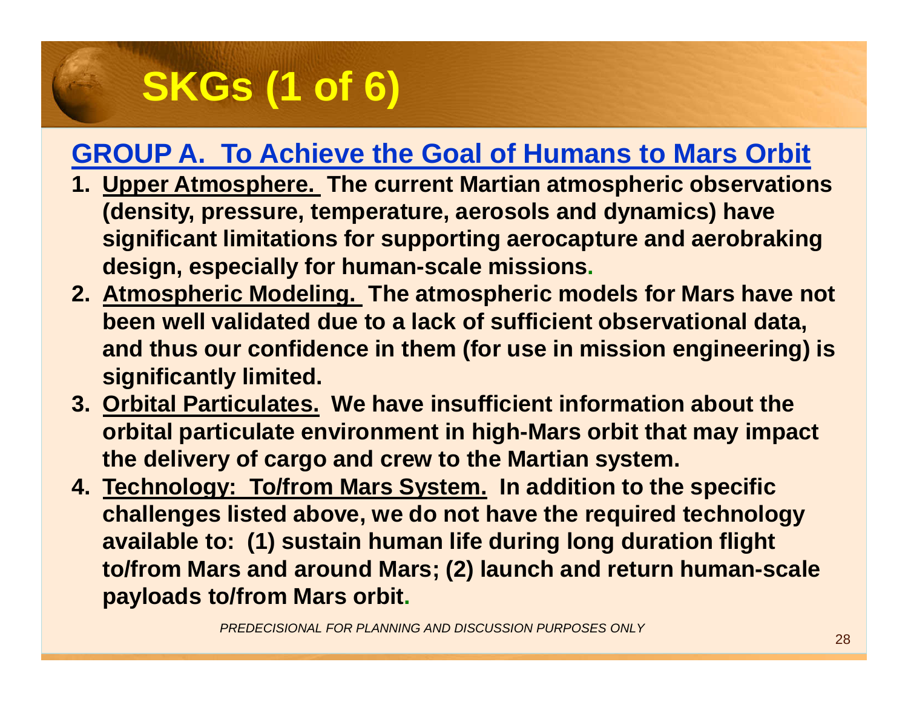# SKGs (1 of 6)

## GROUP A. To Achieve the Goal of Humans to Mars Orbit

1. **Upper Atmosphere.** The current Martian atmospheric observations (density, pressure, temperature, aerosols and dynamics) have significant limitations for supporting aerocapture and aerobraking design, especially for human-scale missions.
2. **Atmospheric Modeling.** The atmospheric models for Mars have not been well validated due to a lack of sufficient observational data, and thus our confidence in them (for use in mission engineering) is significantly limited.
3. **Orbital Particulates.** We have insufficient information about the orbital particulate environment in high-Mars orbit that may impact the delivery of cargo and crew to the Martian system.
4. **Technology: To/from Mars System.** In addition to the specific challenges listed above, we do not have the required technology available to: (1) sustain human life during long duration flight to/from Mars and around Mars; (2) launch and return human-scale payloads to/from Mars orbit.

*PREDECISIONAL FOR PLANNING AND DISCUSSION PURPOSES ONLY*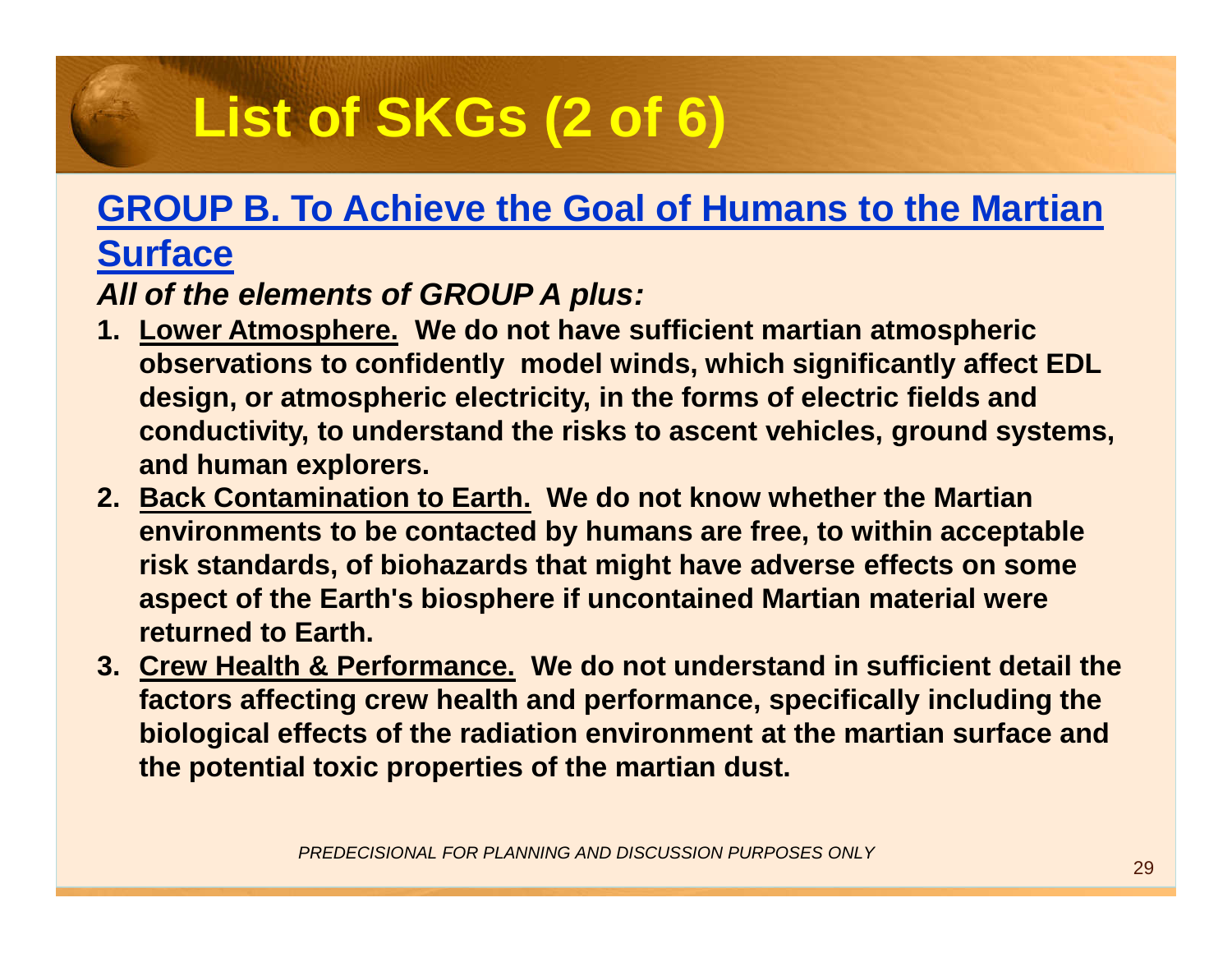# List of SKGs (2 of 6)

## GROUP B. To Achieve the Goal of Humans to the Martian Surface

***All of the elements of GROUP A plus:***

1. **Lower Atmosphere. We do not have sufficient martian atmospheric observations to confidently model winds, which significantly affect EDL design, or atmospheric electricity, in the forms of electric fields and conductivity, to understand the risks to ascent vehicles, ground systems, and human explorers.**
2. **Back Contamination to Earth. We do not know whether the Martian environments to be contacted by humans are free, to within acceptable risk standards, of biohazards that might have adverse effects on some aspect of the Earth's biosphere if uncontained Martian material were returned to Earth.**
3. **Crew Health & Performance. We do not understand in sufficient detail the factors affecting crew health and performance, specifically including the biological effects of the radiation environment at the martian surface and the potential toxic properties of the martian dust.**

*PREDECISIONAL FOR PLANNING AND DISCUSSION PURPOSES ONLY*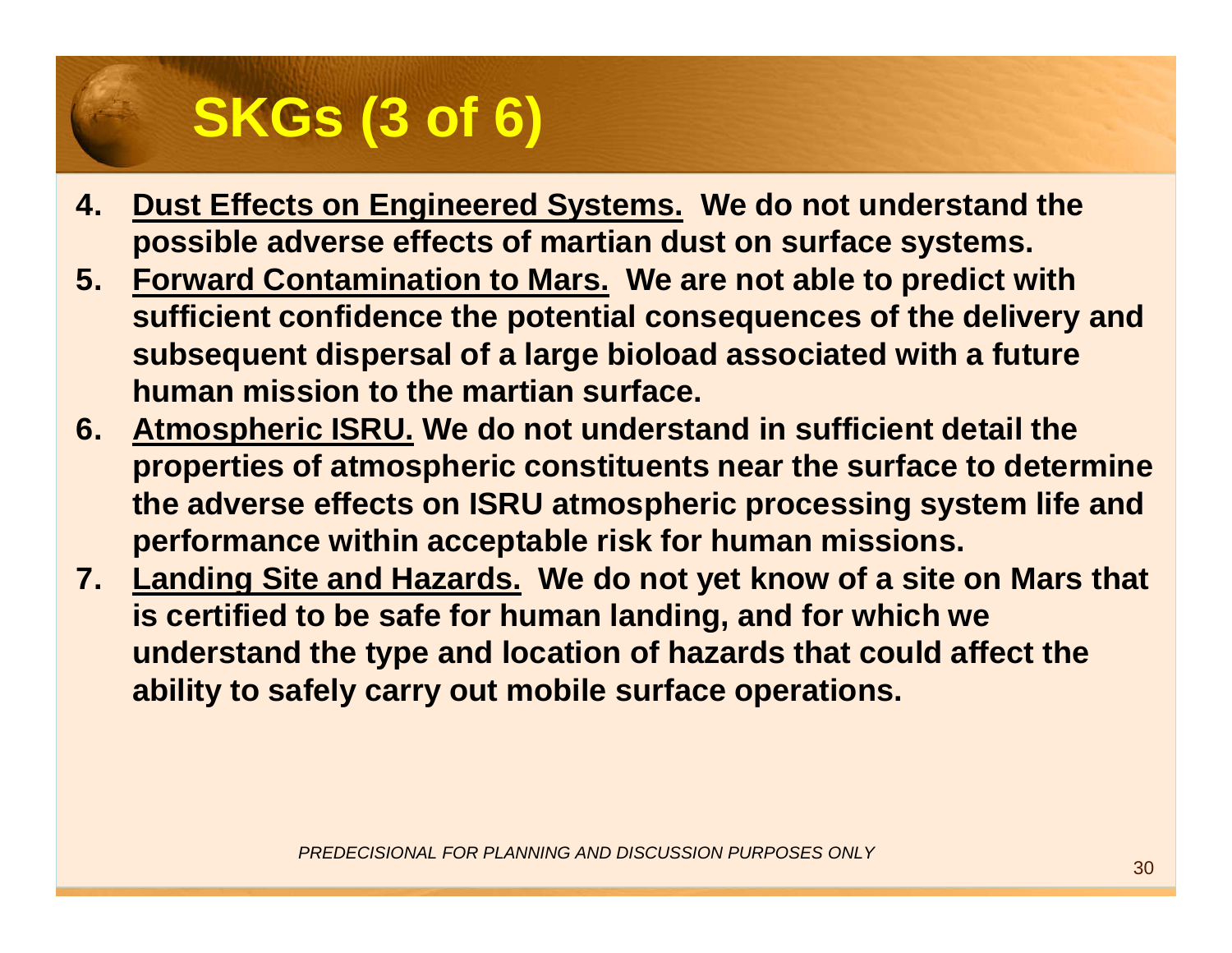# SKGs (3 of 6)

4. **Dust Effects on Engineered Systems.** **We do not understand the possible adverse effects of martian dust on surface systems.**
5. **Forward Contamination to Mars.** **We are not able to predict with sufficient confidence the potential consequences of the delivery and subsequent dispersal of a large bioload associated with a future human mission to the martian surface.**
6. **Atmospheric ISRU.** **We do not understand in sufficient detail the properties of atmospheric constituents near the surface to determine the adverse effects on ISRU atmospheric processing system life and performance within acceptable risk for human missions.**
7. **Landing Site and Hazards.** **We do not yet know of a site on Mars that is certified to be safe for human landing, and for which we understand the type and location of hazards that could affect the ability to safely carry out mobile surface operations.**

*PREDECISIONAL FOR PLANNING AND DISCUSSION PURPOSES ONLY*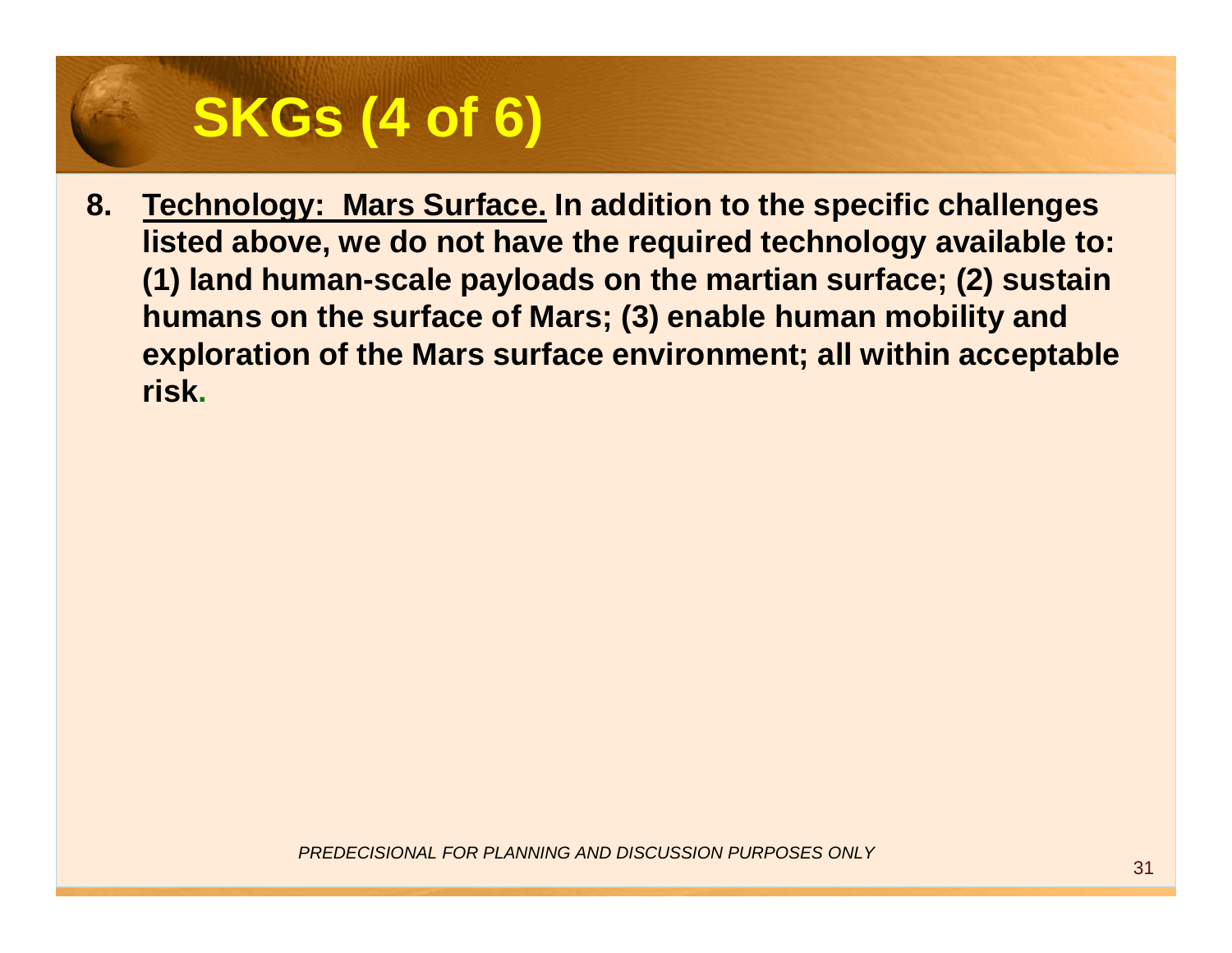# SKGs (4 of 6)

8. **<u>Technology: Mars Surface.</u> In addition to the specific challenges listed above, we do not have the required technology available to: (1) land human-scale payloads on the martian surface; (2) sustain humans on the surface of Mars; (3) enable human mobility and exploration of the Mars surface environment; all within acceptable risk.**

*PREDECISIONAL FOR PLANNING AND DISCUSSION PURPOSES ONLY*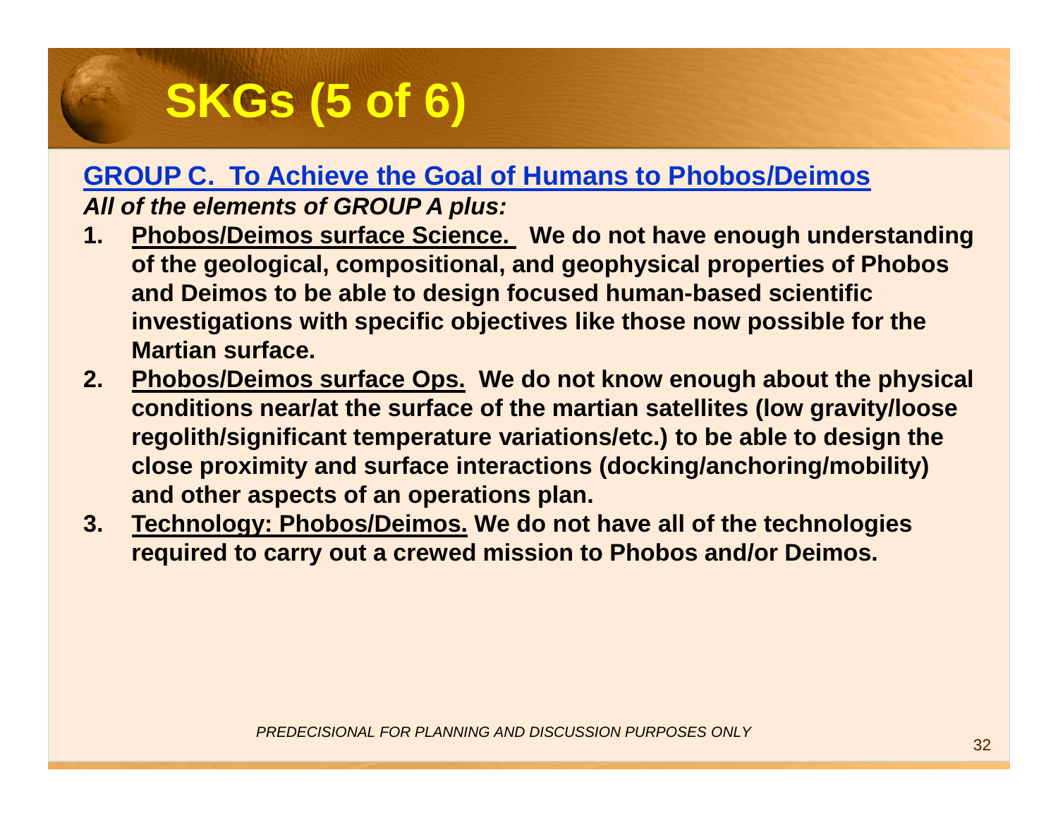# SKGs (5 of 6)

## GROUP C. To Achieve the Goal of Humans to Phobos/Deimos

***All of the elements of GROUP A plus:***

1. **Phobos/Deimos surface Science. We do not have enough understanding of the geological, compositional, and geophysical properties of Phobos and Deimos to be able to design focused human-based scientific investigations with specific objectives like those now possible for the Martian surface.**
2. **Phobos/Deimos surface Ops. We do not know enough about the physical conditions near/at the surface of the martian satellites (low gravity/loose regolith/significant temperature variations/etc.) to be able to design the close proximity and surface interactions (docking/anchoring/mobility) and other aspects of an operations plan.**
3. **Technology: Phobos/Deimos. We do not have all of the technologies required to carry out a crewed mission to Phobos and/or Deimos.**

*PREDECISIONAL FOR PLANNING AND DISCUSSION PURPOSES ONLY*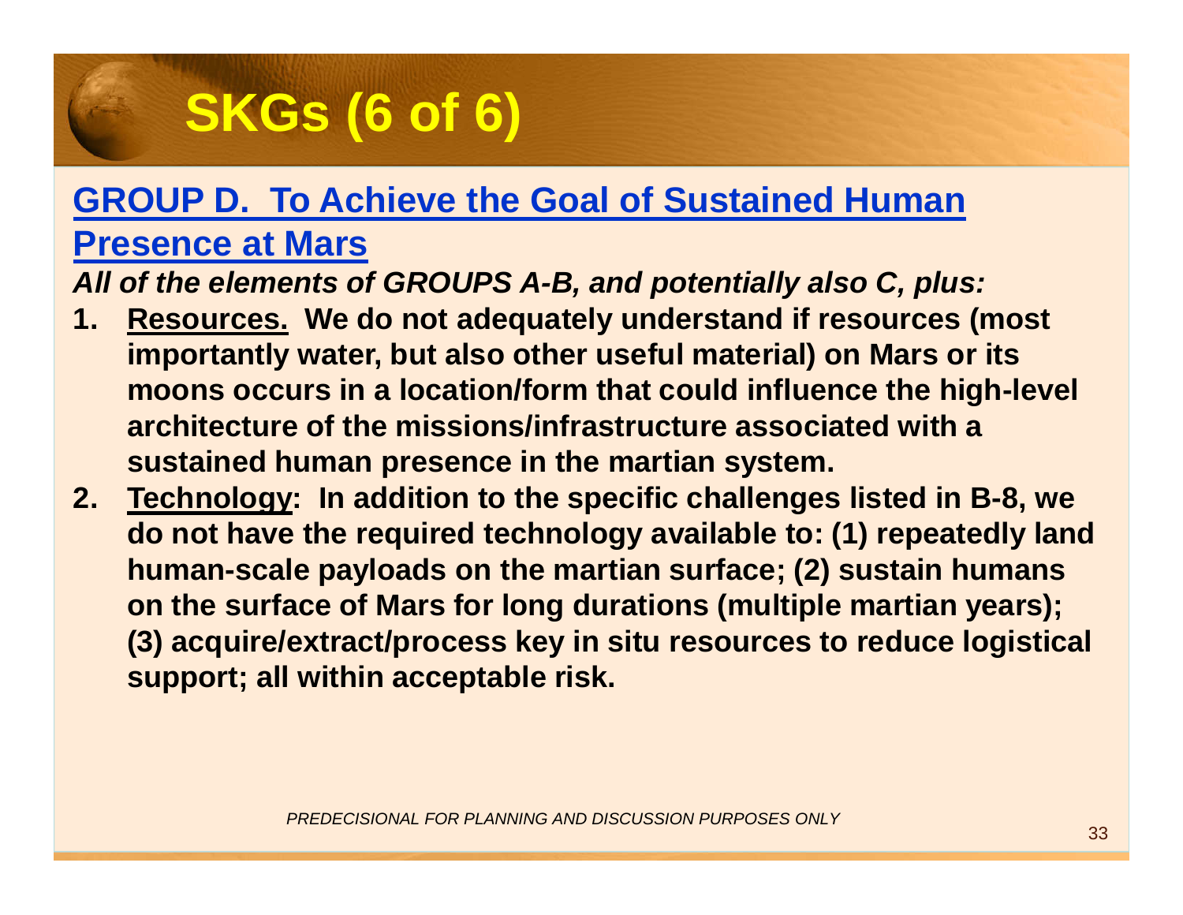# SKGs (6 of 6)

## GROUP D. To Achieve the Goal of Sustained Human Presence at Mars

***All of the elements of GROUPS A-B, and potentially also C, plus:***

1. **Resources. We do not adequately understand if resources (most importantly water, but also other useful material) on Mars or its moons occurs in a location/form that could influence the high-level architecture of the missions/infrastructure associated with a sustained human presence in the martian system.**
2. **Technology: In addition to the specific challenges listed in B-8, we do not have the required technology available to: (1) repeatedly land human-scale payloads on the martian surface; (2) sustain humans on the surface of Mars for long durations (multiple martian years); (3) acquire/extract/process key in situ resources to reduce logistical support; all within acceptable risk.**

*PREDECISIONAL FOR PLANNING AND DISCUSSION PURPOSES ONLY*